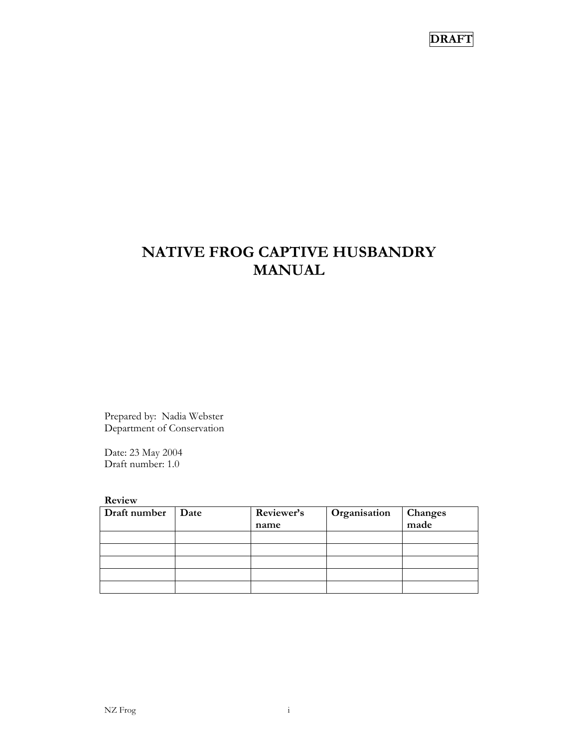**DRAFT**

# NATIVE FROG CAPTIVE HUSBANDRY MANUAL

Prepared by: Nadia Webster
Department of Conservation

Date: 23 May 2004
Draft number: 1.0

**Review**

| Draft number | Date | Reviewer's name | Organisation | Changes made |
|---|---|---|---|---|
| | | | | |
| | | | | |
| | | | | |
| | | | | |
| | | | | |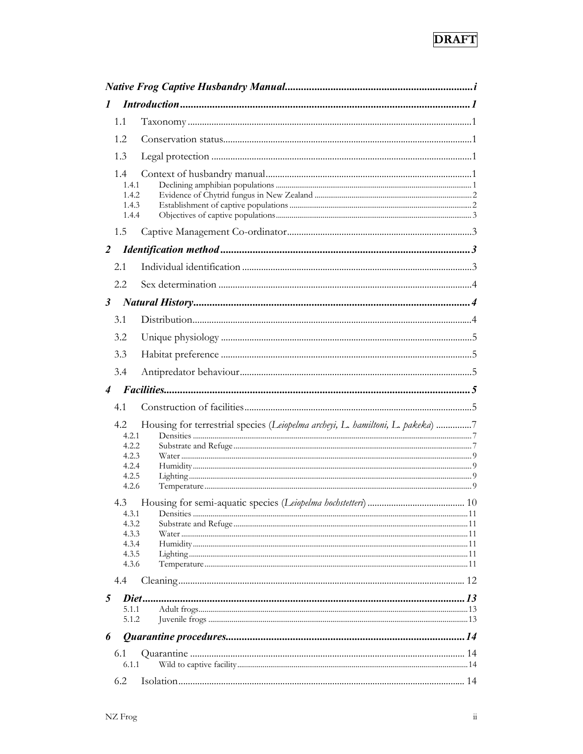**DRAFT**

***Native Frog Captive Husbandry Manual*** ......................................................................... ***i***

***1 Introduction*** ................................................................................................................. ***1***

1.1 Taxonomy ........................................................................................................ 1

1.2 Conservation status ........................................................................................ 1

1.3 Legal protection .............................................................................................. 1

1.4 Context of husbandry manual ....................................................................... 1

1.4.1 Declining amphibian populations ........................................................................ 1

1.4.2 Evidence of Chytrid fungus in New Zealand ...................................................... 2

1.4.3 Establishment of captive populations ................................................................. 2

1.4.4 Objectives of captive populations ....................................................................... 3

1.5 Captive Management Co-ordinator ................................................................ 3

***2 Identification method*** ................................................................................................ ***3***

2.1 Individual identification ................................................................................. 3

2.2 Sex determination ........................................................................................... 4

***3 Natural History*** .......................................................................................................... ***4***

3.1 Distribution ...................................................................................................... 4

3.2 Unique physiology ........................................................................................... 5

3.3 Habitat preference .......................................................................................... 5

3.4 Antipredator behaviour .................................................................................. 5

***4 Facilities*** ...................................................................................................................... ***5***

4.1 Construction of facilities ................................................................................ 5

4.2 Housing for terrestrial species (*Leiopelma archeyi, L. hamiltoni, L. pakeka*) ............... 7

4.2.1 Densities ................................................................................................................ 7

4.2.2 Substrate and Refuge ............................................................................................ 7

4.2.3 Water ...................................................................................................................... 9

4.2.4 Humidity ................................................................................................................ 9

4.2.5 Lighting .................................................................................................................. 9

4.2.6 Temperature .......................................................................................................... 9

4.3 Housing for semi-aquatic species (*Leiopelma hochstetteri*) ....................................... 10

4.3.1 Densities ................................................................................................................ 11

4.3.2 Substrate and Refuge ............................................................................................ 11

4.3.3 Water ...................................................................................................................... 11

4.3.4 Humidity ................................................................................................................ 11

4.3.5 Lighting .................................................................................................................. 11

4.3.6 Temperature .......................................................................................................... 11

4.4 Cleaning ............................................................................................................ 12

***5 Diet*** .............................................................................................................................. ***13***

5.1.1 Adult frogs .............................................................................................................. 13

5.1.2 Juvenile frogs .......................................................................................................... 13

***6 Quarantine procedures*** ............................................................................................. ***14***

6.1 Quarantine ....................................................................................................... 14

6.1.1 Wild to captive facility ............................................................................................ 14

6.2 Isolation ............................................................................................................ 14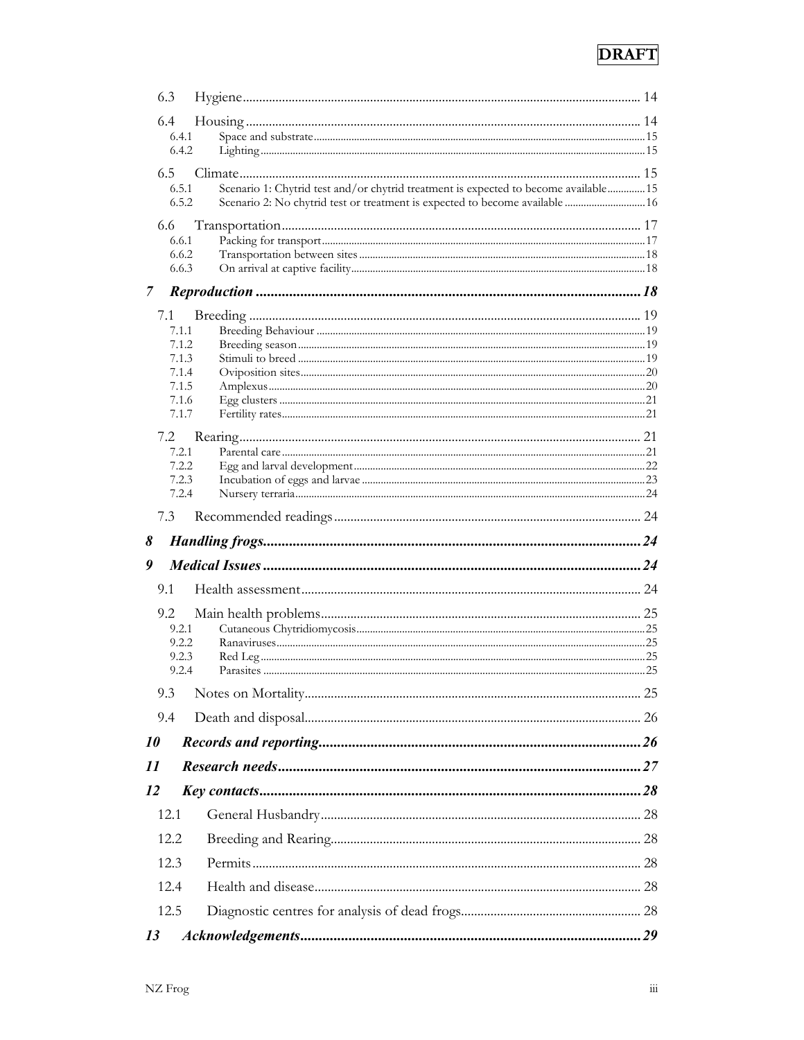**DRAFT**

- 6.3 Hygiene ........ 14
- 6.4 Housing ........ 14
  - 6.4.1 Space and substrate ........ 15
  - 6.4.2 Lighting ........ 15
- 6.5 Climate ........ 15
  - 6.5.1 Scenario 1: Chytrid test and/or chytrid treatment is expected to become available ........ 15
  - 6.5.2 Scenario 2: No chytrid test or treatment is expected to become available ........ 16
- 6.6 Transportation ........ 17
  - 6.6.1 Packing for transport ........ 17
  - 6.6.2 Transportation between sites ........ 18
  - 6.6.3 On arrival at captive facility ........ 18

***7 Reproduction ........ 18***

- 7.1 Breeding ........ 19
  - 7.1.1 Breeding Behaviour ........ 19
  - 7.1.2 Breeding season ........ 19
  - 7.1.3 Stimuli to breed ........ 19
  - 7.1.4 Oviposition sites ........ 20
  - 7.1.5 Amplexus ........ 20
  - 7.1.6 Egg clusters ........ 21
  - 7.1.7 Fertility rates ........ 21
- 7.2 Rearing ........ 21
  - 7.2.1 Parental care ........ 21
  - 7.2.2 Egg and larval development ........ 22
  - 7.2.3 Incubation of eggs and larvae ........ 23
  - 7.2.4 Nursery terraria ........ 24
- 7.3 Recommended readings ........ 24

***8 Handling frogs ........ 24***

***9 Medical Issues ........ 24***

- 9.1 Health assessment ........ 24
- 9.2 Main health problems ........ 25
  - 9.2.1 Cutaneous Chytridiomycosis ........ 25
  - 9.2.2 Ranaviruses ........ 25
  - 9.2.3 Red Leg ........ 25
  - 9.2.4 Parasites ........ 25
- 9.3 Notes on Mortality ........ 25
- 9.4 Death and disposal ........ 26

***10 Records and reporting ........ 26***

***11 Research needs ........ 27***

***12 Key contacts ........ 28***

- 12.1 General Husbandry ........ 28
- 12.2 Breeding and Rearing ........ 28
- 12.3 Permits ........ 28
- 12.4 Health and disease ........ 28
- 12.5 Diagnostic centres for analysis of dead frogs ........ 28

***13 Acknowledgements ........ 29***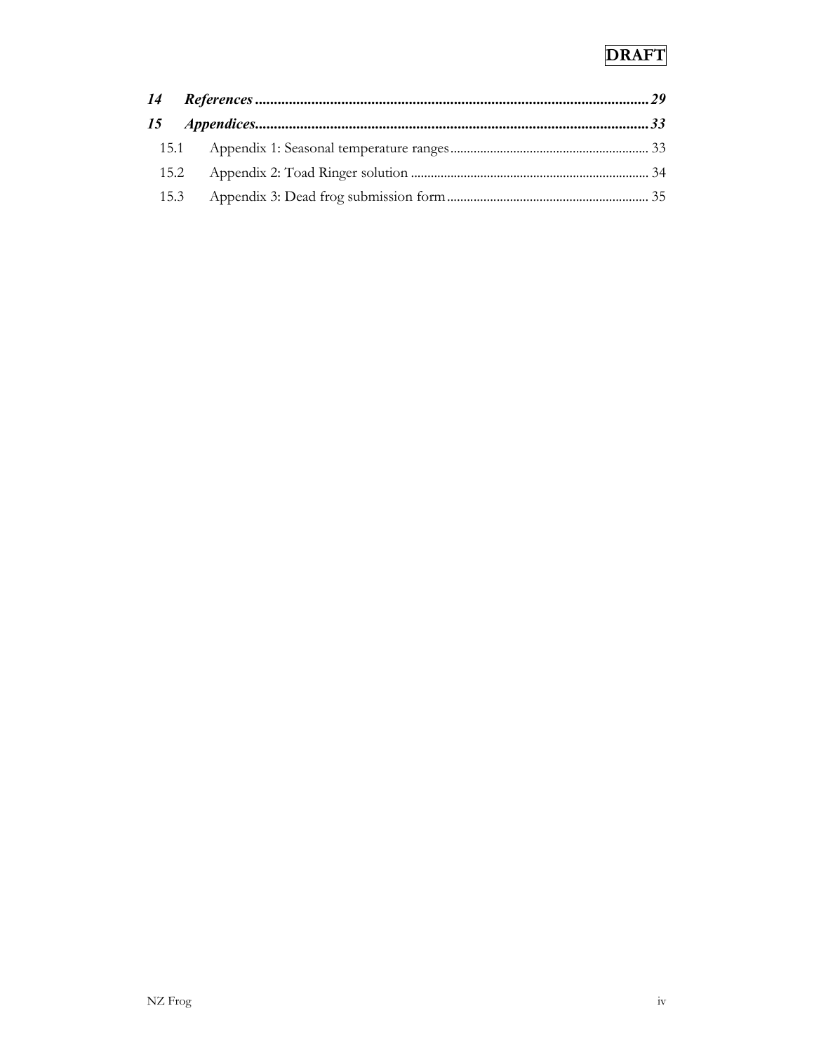**DRAFT**

***14 References......................................................................................................29***

***15 Appendices.......................................................................................................33***

15.1 Appendix 1: Seasonal temperature ranges........................................................ 33

15.2 Appendix 2: Toad Ringer solution ...................................................................... 34

15.3 Appendix 3: Dead frog submission form........................................................... 35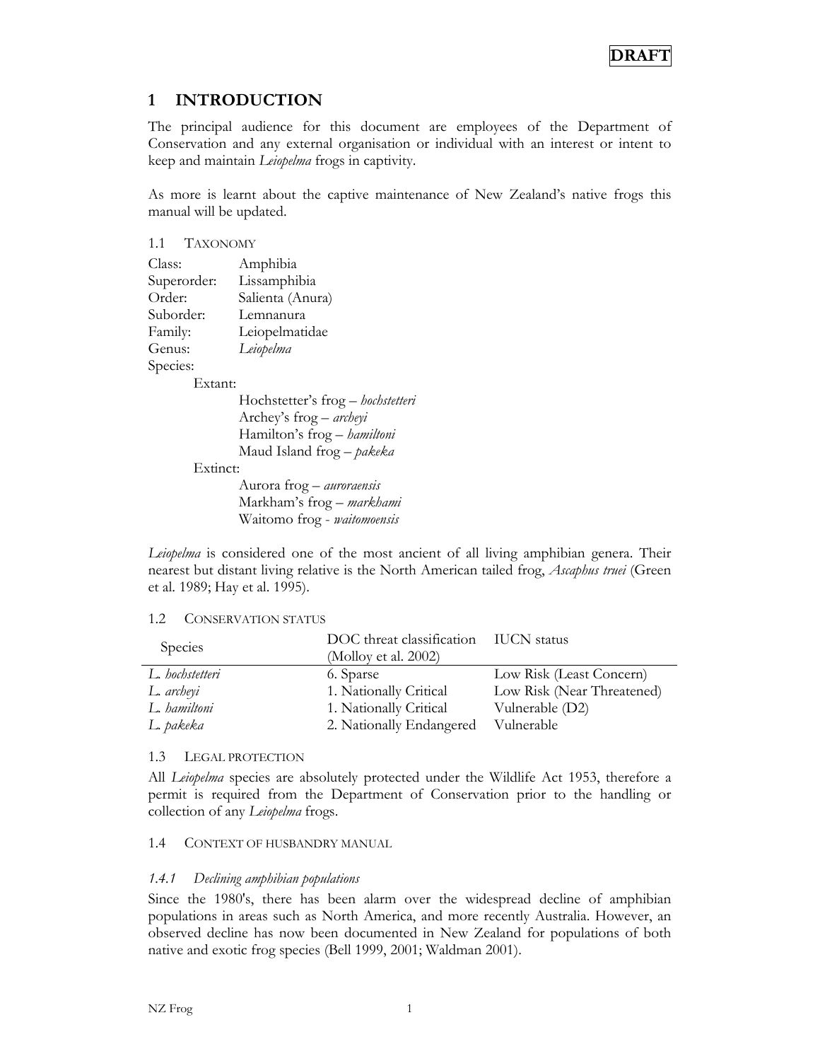**DRAFT**

# 1 INTRODUCTION

The principal audience for this document are employees of the Department of Conservation and any external organisation or individual with an interest or intent to keep and maintain *Leiopelma* frogs in captivity.

As more is learnt about the captive maintenance of New Zealand's native frogs this manual will be updated.

## 1.1 Taxonomy

Class: Amphibia
Superorder: Lissamphibia
Order: Salienta (Anura)
Suborder: Lemnanura
Family: Leiopelmatidae
Genus: *Leiopelma*
Species:

- Extant:
  - Hochstetter's frog – *hochstetteri*
  - Archey's frog – *archeyi*
  - Hamilton's frog – *hamiltoni*
  - Maud Island frog – *pakeka*
- Extinct:
  - Aurora frog – *auroraensis*
  - Markham's frog – *markhami*
  - Waitomo frog - *waitomoensis*

*Leiopelma* is considered one of the most ancient of all living amphibian genera. Their nearest but distant living relative is the North American tailed frog, *Ascaphus truei* (Green et al. 1989; Hay et al. 1995).

## 1.2 Conservation status

| Species | DOC threat classification (Molloy et al. 2002) | IUCN status |
|---|---|---|
| *L. hochstetteri* | 6. Sparse | Low Risk (Least Concern) |
| *L. archeyi* | 1. Nationally Critical | Low Risk (Near Threatened) |
| *L. hamiltoni* | 1. Nationally Critical | Vulnerable (D2) |
| *L. pakeka* | 2. Nationally Endangered | Vulnerable |

## 1.3 Legal protection

All *Leiopelma* species are absolutely protected under the Wildlife Act 1953, therefore a permit is required from the Department of Conservation prior to the handling or collection of any *Leiopelma* frogs.

## 1.4 Context of husbandry manual

### *1.4.1 Declining amphibian populations*

Since the 1980's, there has been alarm over the widespread decline of amphibian populations in areas such as North America, and more recently Australia. However, an observed decline has now been documented in New Zealand for populations of both native and exotic frog species (Bell 1999, 2001; Waldman 2001).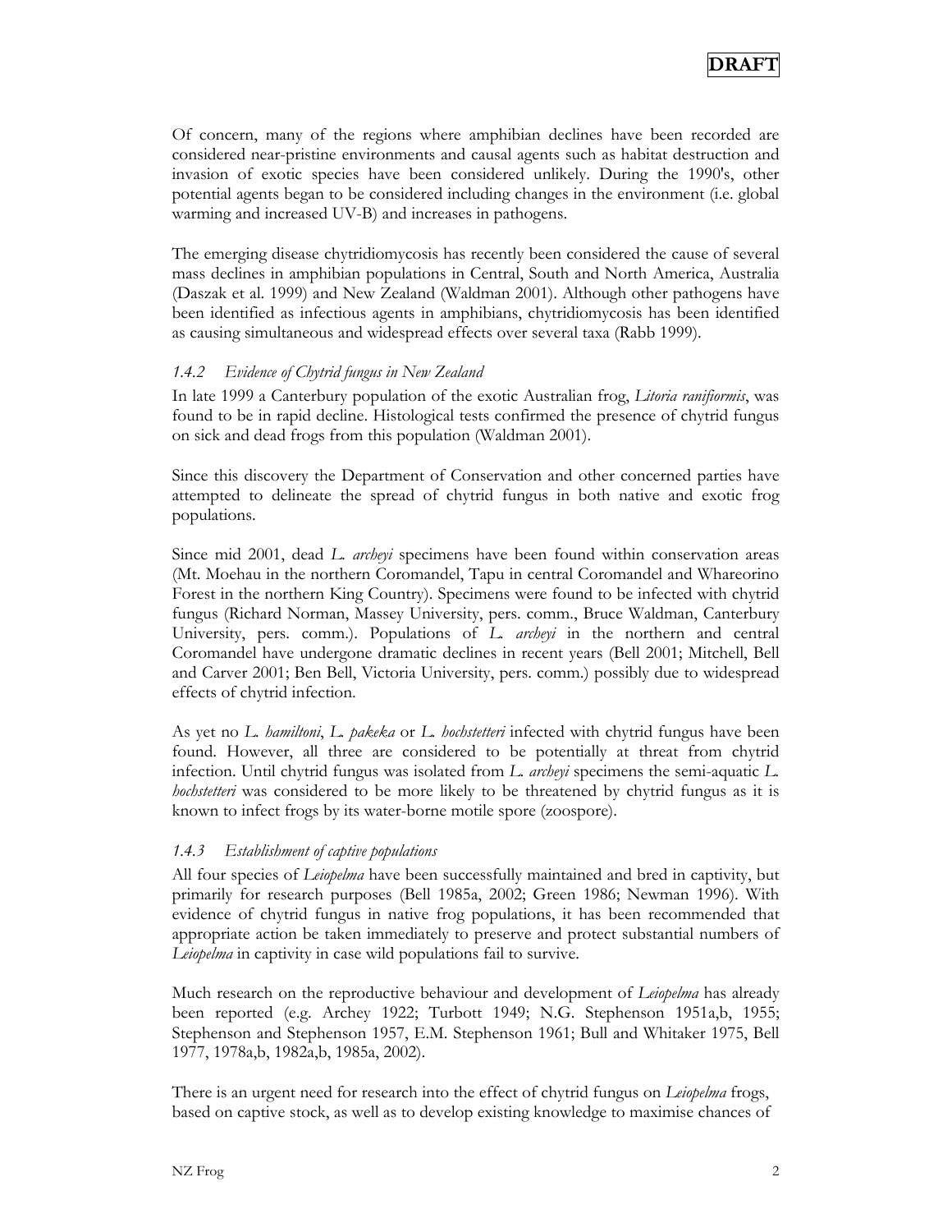Of concern, many of the regions where amphibian declines have been recorded are considered near-pristine environments and causal agents such as habitat destruction and invasion of exotic species have been considered unlikely. During the 1990's, other potential agents began to be considered including changes in the environment (i.e. global warming and increased UV-B) and increases in pathogens.

The emerging disease chytridiomycosis has recently been considered the cause of several mass declines in amphibian populations in Central, South and North America, Australia (Daszak et al. 1999) and New Zealand (Waldman 2001). Although other pathogens have been identified as infectious agents in amphibians, chytridiomycosis has been identified as causing simultaneous and widespread effects over several taxa (Rabb 1999).

### *1.4.2 Evidence of Chytrid fungus in New Zealand*

In late 1999 a Canterbury population of the exotic Australian frog, *Litoria ranifiormis*, was found to be in rapid decline. Histological tests confirmed the presence of chytrid fungus on sick and dead frogs from this population (Waldman 2001).

Since this discovery the Department of Conservation and other concerned parties have attempted to delineate the spread of chytrid fungus in both native and exotic frog populations.

Since mid 2001, dead *L. archeyi* specimens have been found within conservation areas (Mt. Moehau in the northern Coromandel, Tapu in central Coromandel and Whareorino Forest in the northern King Country). Specimens were found to be infected with chytrid fungus (Richard Norman, Massey University, pers. comm., Bruce Waldman, Canterbury University, pers. comm.). Populations of *L. archeyi* in the northern and central Coromandel have undergone dramatic declines in recent years (Bell 2001; Mitchell, Bell and Carver 2001; Ben Bell, Victoria University, pers. comm.) possibly due to widespread effects of chytrid infection.

As yet no *L. hamiltoni*, *L. pakeka* or *L. hochstetteri* infected with chytrid fungus have been found. However, all three are considered to be potentially at threat from chytrid infection. Until chytrid fungus was isolated from *L. archeyi* specimens the semi-aquatic *L. hochstetteri* was considered to be more likely to be threatened by chytrid fungus as it is known to infect frogs by its water-borne motile spore (zoospore).

### *1.4.3 Establishment of captive populations*

All four species of *Leiopelma* have been successfully maintained and bred in captivity, but primarily for research purposes (Bell 1985a, 2002; Green 1986; Newman 1996). With evidence of chytrid fungus in native frog populations, it has been recommended that appropriate action be taken immediately to preserve and protect substantial numbers of *Leiopelma* in captivity in case wild populations fail to survive.

Much research on the reproductive behaviour and development of *Leiopelma* has already been reported (e.g. Archey 1922; Turbott 1949; N.G. Stephenson 1951a,b, 1955; Stephenson and Stephenson 1957, E.M. Stephenson 1961; Bull and Whitaker 1975, Bell 1977, 1978a,b, 1982a,b, 1985a, 2002).

There is an urgent need for research into the effect of chytrid fungus on *Leiopelma* frogs, based on captive stock, as well as to develop existing knowledge to maximise chances of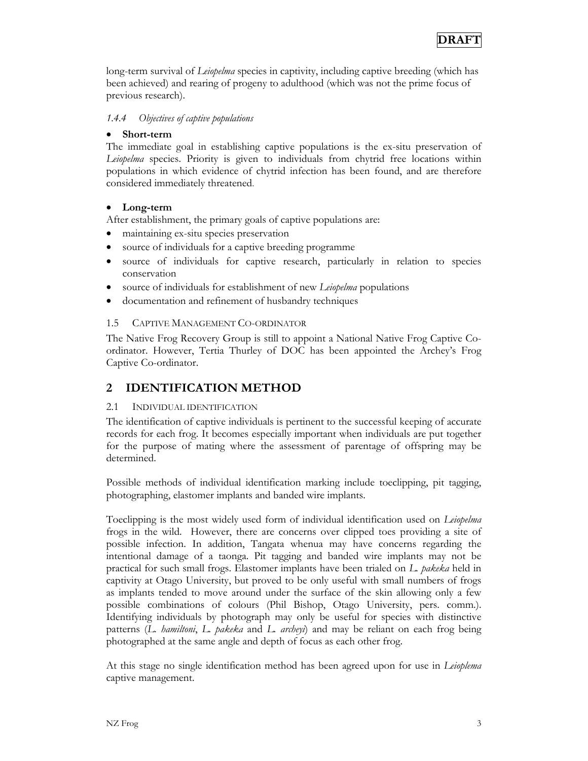long-term survival of *Leiopelma* species in captivity, including captive breeding (which has been achieved) and rearing of progeny to adulthood (which was not the prime focus of previous research).

#### *1.4.4 Objectives of captive populations*

- **Short-term**

The immediate goal in establishing captive populations is the ex-situ preservation of *Leiopelma* species. Priority is given to individuals from chytrid free locations within populations in which evidence of chytrid infection has been found, and are therefore considered immediately threatened.

- **Long-term**

After establishment, the primary goals of captive populations are:

- maintaining ex-situ species preservation
- source of individuals for a captive breeding programme
- source of individuals for captive research, particularly in relation to species conservation
- source of individuals for establishment of new *Leiopelma* populations
- documentation and refinement of husbandry techniques

### 1.5 CAPTIVE MANAGEMENT CO-ORDINATOR

The Native Frog Recovery Group is still to appoint a National Native Frog Captive Co-ordinator. However, Tertia Thurley of DOC has been appointed the Archey's Frog Captive Co-ordinator.

## 2 IDENTIFICATION METHOD

### 2.1 INDIVIDUAL IDENTIFICATION

The identification of captive individuals is pertinent to the successful keeping of accurate records for each frog. It becomes especially important when individuals are put together for the purpose of mating where the assessment of parentage of offspring may be determined.

Possible methods of individual identification marking include toeclipping, pit tagging, photographing, elastomer implants and banded wire implants.

Toeclipping is the most widely used form of individual identification used on *Leiopelma* frogs in the wild. However, there are concerns over clipped toes providing a site of possible infection. In addition, Tangata whenua may have concerns regarding the intentional damage of a taonga. Pit tagging and banded wire implants may not be practical for such small frogs. Elastomer implants have been trialed on *L. pakeka* held in captivity at Otago University, but proved to be only useful with small numbers of frogs as implants tended to move around under the surface of the skin allowing only a few possible combinations of colours (Phil Bishop, Otago University, pers. comm.). Identifying individuals by photograph may only be useful for species with distinctive patterns (*L. hamiltoni*, *L. pakeka* and *L. archeyi*) and may be reliant on each frog being photographed at the same angle and depth of focus as each other frog.

At this stage no single identification method has been agreed upon for use in *Leioplema* captive management.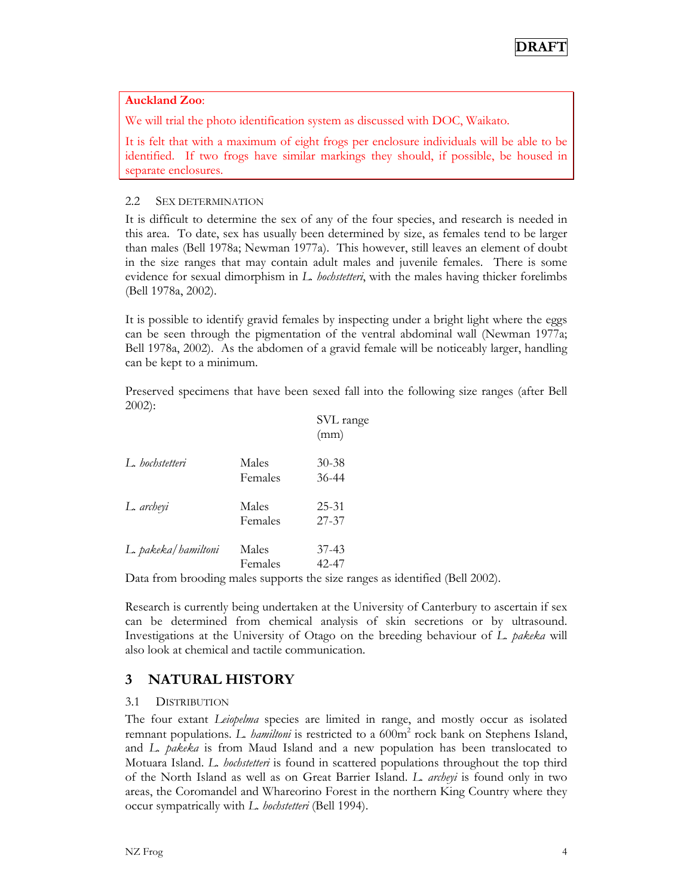**DRAFT**

**Auckland Zoo**:

We will trial the photo identification system as discussed with DOC, Waikato.

It is felt that with a maximum of eight frogs per enclosure individuals will be able to be identified. If two frogs have similar markings they should, if possible, be housed in separate enclosures.

### 2.2 Sex determination

It is difficult to determine the sex of any of the four species, and research is needed in this area. To date, sex has usually been determined by size, as females tend to be larger than males (Bell 1978a; Newman 1977a). This however, still leaves an element of doubt in the size ranges that may contain adult males and juvenile females. There is some evidence for sexual dimorphism in *L. hochstetteri*, with the males having thicker forelimbs (Bell 1978a, 2002).

It is possible to identify gravid females by inspecting under a bright light where the eggs can be seen through the pigmentation of the ventral abdominal wall (Newman 1977a; Bell 1978a, 2002). As the abdomen of a gravid female will be noticeably larger, handling can be kept to a minimum.

Preserved specimens that have been sexed fall into the following size ranges (after Bell 2002):

| | | SVL range (mm) |
|---|---|---|
| *L. hochstetteri* | Males | 30-38 |
| | Females | 36-44 |
| *L. archeyi* | Males | 25-31 |
| | Females | 27-37 |
| *L. pakeka/hamiltoni* | Males | 37-43 |
| | Females | 42-47 |

Data from brooding males supports the size ranges as identified (Bell 2002).

Research is currently being undertaken at the University of Canterbury to ascertain if sex can be determined from chemical analysis of skin secretions or by ultrasound. Investigations at the University of Otago on the breeding behaviour of *L. pakeka* will also look at chemical and tactile communication.

## 3 NATURAL HISTORY

### 3.1 Distribution

The four extant *Leiopelma* species are limited in range, and mostly occur as isolated remnant populations. *L. hamiltoni* is restricted to a 600m$^2$ rock bank on Stephens Island, and *L. pakeka* is from Maud Island and a new population has been translocated to Motuara Island. *L. hochstetteri* is found in scattered populations throughout the top third of the North Island as well as on Great Barrier Island. *L. archeyi* is found only in two areas, the Coromandel and Whareorino Forest in the northern King Country where they occur sympatrically with *L. hochstetteri* (Bell 1994).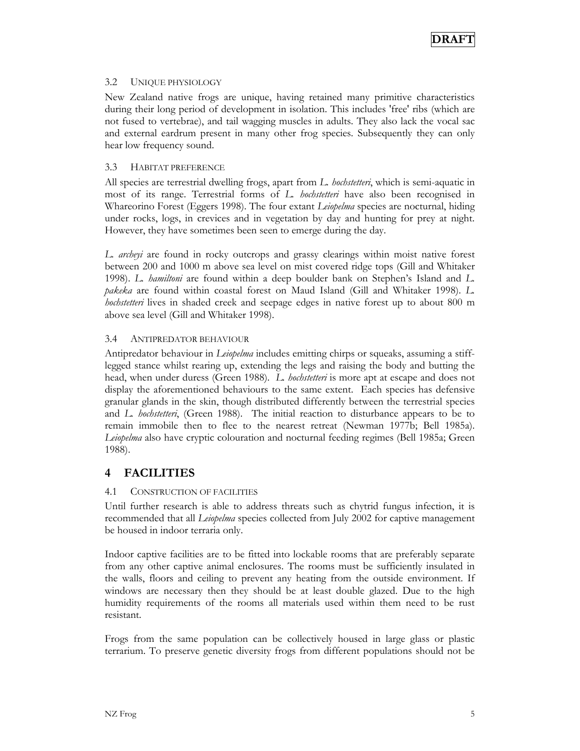### 3.2 UNIQUE PHYSIOLOGY

New Zealand native frogs are unique, having retained many primitive characteristics during their long period of development in isolation. This includes 'free' ribs (which are not fused to vertebrae), and tail wagging muscles in adults. They also lack the vocal sac and external eardrum present in many other frog species. Subsequently they can only hear low frequency sound.

### 3.3 HABITAT PREFERENCE

All species are terrestrial dwelling frogs, apart from *L. hochstetteri*, which is semi-aquatic in most of its range. Terrestrial forms of *L. hochstetteri* have also been recognised in Whareorino Forest (Eggers 1998). The four extant *Leiopelma* species are nocturnal, hiding under rocks, logs, in crevices and in vegetation by day and hunting for prey at night. However, they have sometimes been seen to emerge during the day.

*L. archeyi* are found in rocky outcrops and grassy clearings within moist native forest between 200 and 1000 m above sea level on mist covered ridge tops (Gill and Whitaker 1998). *L. hamiltoni* are found within a deep boulder bank on Stephen's Island and *L. pakeka* are found within coastal forest on Maud Island (Gill and Whitaker 1998). *L. hochstetteri* lives in shaded creek and seepage edges in native forest up to about 800 m above sea level (Gill and Whitaker 1998).

### 3.4 ANTIPREDATOR BEHAVIOUR

Antipredator behaviour in *Leiopelma* includes emitting chirps or squeaks, assuming a stiff-legged stance whilst rearing up, extending the legs and raising the body and butting the head, when under duress (Green 1988). *L. hochstetteri* is more apt at escape and does not display the aforementioned behaviours to the same extent. Each species has defensive granular glands in the skin, though distributed differently between the terrestrial species and *L. hochstetteri*, (Green 1988). The initial reaction to disturbance appears to be to remain immobile then to flee to the nearest retreat (Newman 1977b; Bell 1985a). *Leiopelma* also have cryptic colouration and nocturnal feeding regimes (Bell 1985a; Green 1988).

## 4 FACILITIES

### 4.1 CONSTRUCTION OF FACILITIES

Until further research is able to address threats such as chytrid fungus infection, it is recommended that all *Leiopelma* species collected from July 2002 for captive management be housed in indoor terraria only.

Indoor captive facilities are to be fitted into lockable rooms that are preferably separate from any other captive animal enclosures. The rooms must be sufficiently insulated in the walls, floors and ceiling to prevent any heating from the outside environment. If windows are necessary then they should be at least double glazed. Due to the high humidity requirements of the rooms all materials used within them need to be rust resistant.

Frogs from the same population can be collectively housed in large glass or plastic terrarium. To preserve genetic diversity frogs from different populations should not be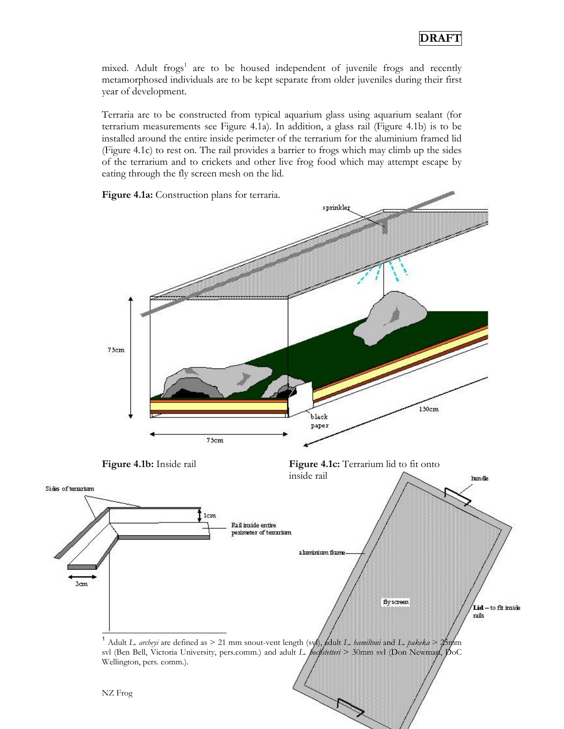mixed. Adult frogs[1] are to be housed independent of juvenile frogs and recently metamorphosed individuals are to be kept separate from older juveniles during their first year of development.

Terraria are to be constructed from typical aquarium glass using aquarium sealant (for terrarium measurements see Figure 4.1a). In addition, a glass rail (Figure 4.1b) is to be installed around the entire inside perimeter of the terrarium for the aluminium framed lid (Figure 4.1c) to rest on. The rail provides a barrier to frogs which may climb up the sides of the terrarium and to crickets and other live frog food which may attempt escape by eating through the fly screen mesh on the lid.

**Figure 4.1a:** Construction plans for terraria.

**Figure 4.1b:** Inside rail

**Figure 4.1c:** Terrarium lid to fit onto inside rail

[1] Adult *L. archeyi* are defined as > 21 mm snout-vent length (svl), adult *L. hamiltoni* and *L. pakeka* > 25mm svl (Ben Bell, Victoria University, pers.comm.) and adult *L. hochstetteri* > 30mm svl (Don Newman, DoC Wellington, pers. comm.).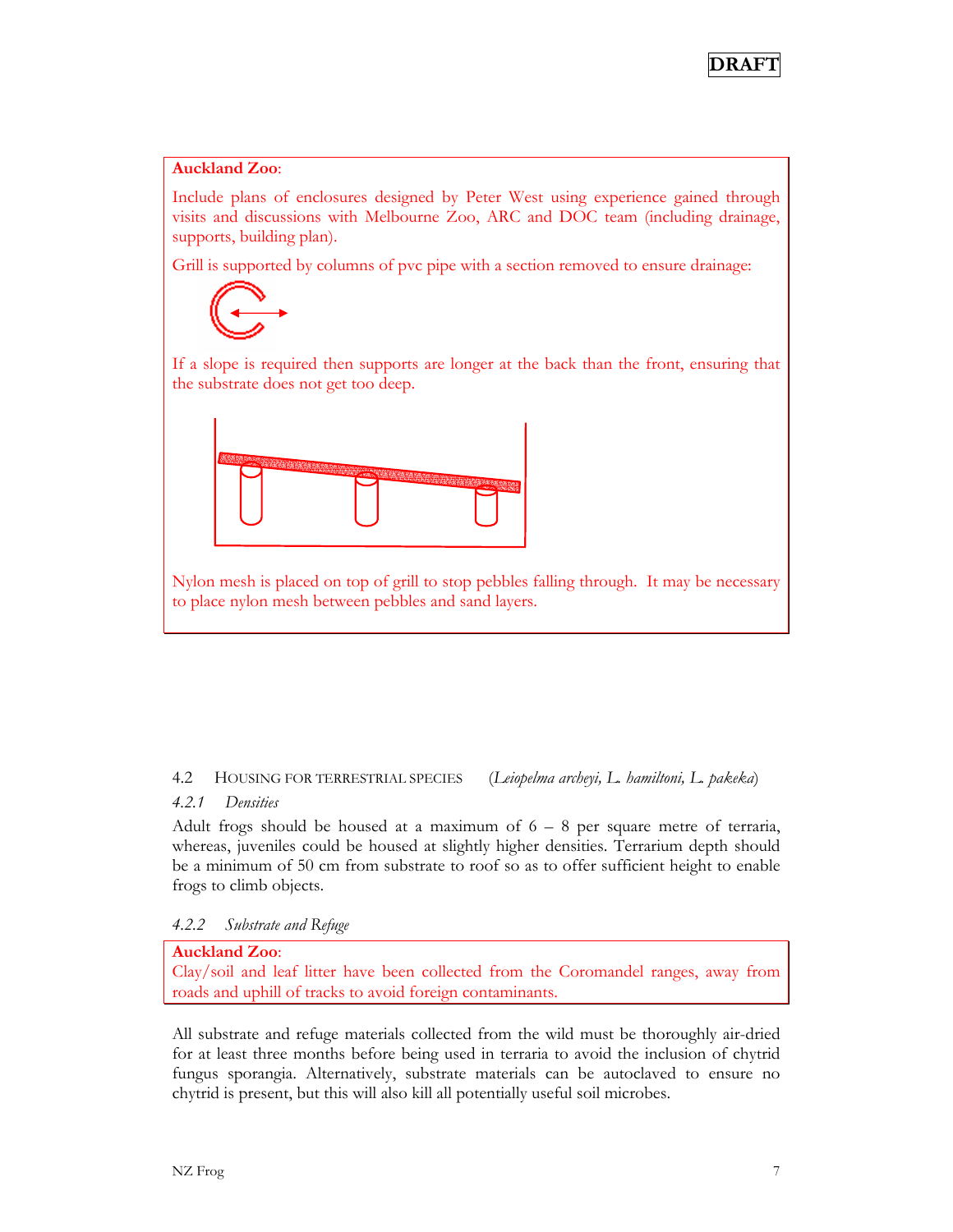**DRAFT**

**Auckland Zoo**:

Include plans of enclosures designed by Peter West using experience gained through visits and discussions with Melbourne Zoo, ARC and DOC team (including drainage, supports, building plan).

Grill is supported by columns of pvc pipe with a section removed to ensure drainage:

If a slope is required then supports are longer at the back than the front, ensuring that the substrate does not get too deep.

Nylon mesh is placed on top of grill to stop pebbles falling through. It may be necessary to place nylon mesh between pebbles and sand layers.

## 4.2 Housing for terrestrial species (*Leiopelma archeyi, L. hamiltoni, L. pakeka*)

### *4.2.1 Densities*

Adult frogs should be housed at a maximum of 6 – 8 per square metre of terraria, whereas, juveniles could be housed at slightly higher densities. Terrarium depth should be a minimum of 50 cm from substrate to roof so as to offer sufficient height to enable frogs to climb objects.

### *4.2.2 Substrate and Refuge*

**Auckland Zoo**:
Clay/soil and leaf litter have been collected from the Coromandel ranges, away from roads and uphill of tracks to avoid foreign contaminants.

All substrate and refuge materials collected from the wild must be thoroughly air-dried for at least three months before being used in terraria to avoid the inclusion of chytrid fungus sporangia. Alternatively, substrate materials can be autoclaved to ensure no chytrid is present, but this will also kill all potentially useful soil microbes.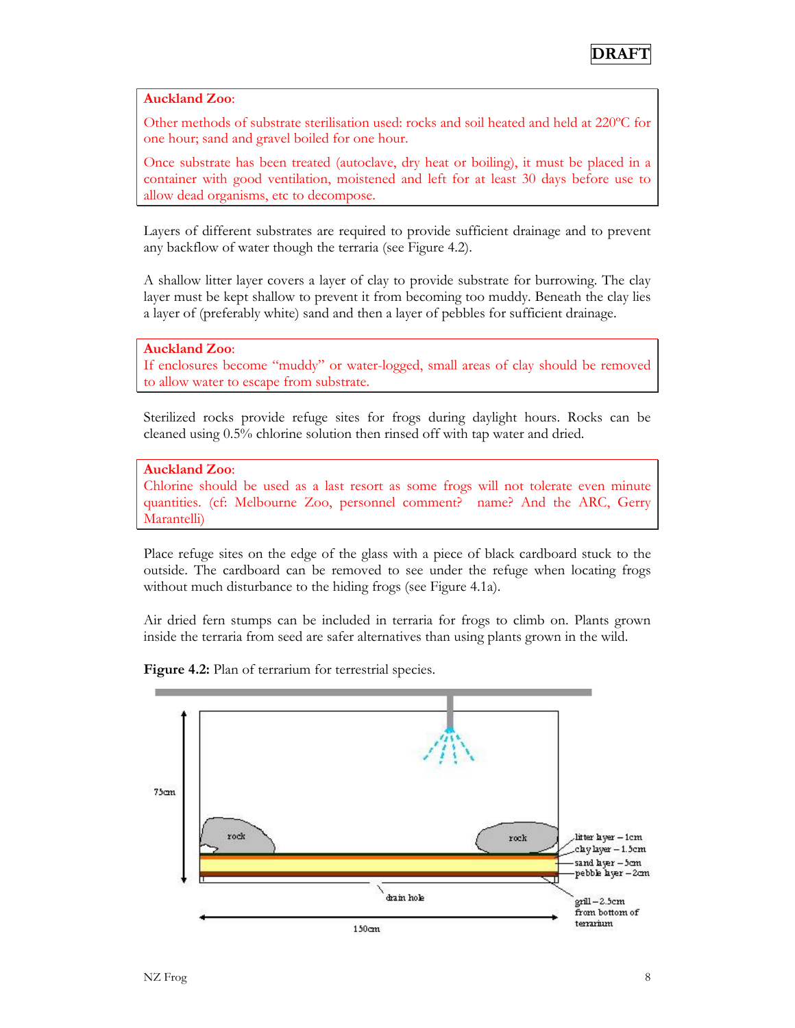**Auckland Zoo**:

Other methods of substrate sterilisation used: rocks and soil heated and held at 220ºC for one hour; sand and gravel boiled for one hour.

Once substrate has been treated (autoclave, dry heat or boiling), it must be placed in a container with good ventilation, moistened and left for at least 30 days before use to allow dead organisms, etc to decompose.

Layers of different substrates are required to provide sufficient drainage and to prevent any backflow of water though the terraria (see Figure 4.2).

A shallow litter layer covers a layer of clay to provide substrate for burrowing. The clay layer must be kept shallow to prevent it from becoming too muddy. Beneath the clay lies a layer of (preferably white) sand and then a layer of pebbles for sufficient drainage.

**Auckland Zoo**:
If enclosures become "muddy" or water-logged, small areas of clay should be removed to allow water to escape from substrate.

Sterilized rocks provide refuge sites for frogs during daylight hours. Rocks can be cleaned using 0.5% chlorine solution then rinsed off with tap water and dried.

**Auckland Zoo**:
Chlorine should be used as a last resort as some frogs will not tolerate even minute quantities. (cf: Melbourne Zoo, personnel comment? name? And the ARC, Gerry Marantelli)

Place refuge sites on the edge of the glass with a piece of black cardboard stuck to the outside. The cardboard can be removed to see under the refuge when locating frogs without much disturbance to the hiding frogs (see Figure 4.1a).

Air dried fern stumps can be included in terraria for frogs to climb on. Plants grown inside the terraria from seed are safer alternatives than using plants grown in the wild.

**Figure 4.2:** Plan of terrarium for terrestrial species.

75cm

rock

rock

litter layer – 1cm
clay layer – 1.5cm
sand layer – 5cm
pebble layer – 2cm

drain hole

grill – 2.5cm from bottom of terrarium

150cm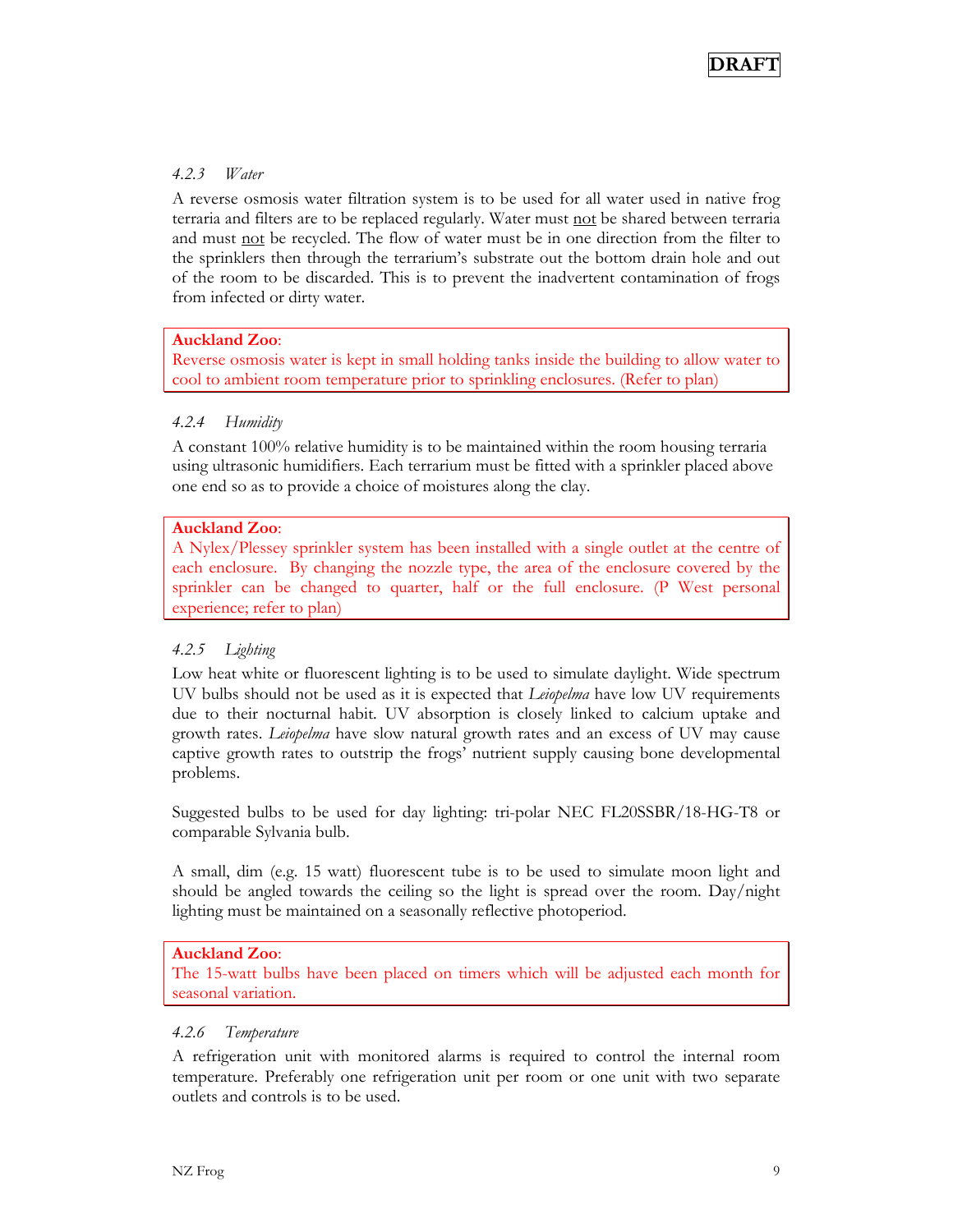#### *4.2.3 Water*

A reverse osmosis water filtration system is to be used for all water used in native frog terraria and filters are to be replaced regularly. Water must not be shared between terraria and must not be recycled. The flow of water must be in one direction from the filter to the sprinklers then through the terrarium's substrate out the bottom drain hole and out of the room to be discarded. This is to prevent the inadvertent contamination of frogs from infected or dirty water.

> **Auckland Zoo**:
> Reverse osmosis water is kept in small holding tanks inside the building to allow water to cool to ambient room temperature prior to sprinkling enclosures. (Refer to plan)

#### *4.2.4 Humidity*

A constant 100% relative humidity is to be maintained within the room housing terraria using ultrasonic humidifiers. Each terrarium must be fitted with a sprinkler placed above one end so as to provide a choice of moistures along the clay.

> **Auckland Zoo**:
> A Nylex/Plessey sprinkler system has been installed with a single outlet at the centre of each enclosure. By changing the nozzle type, the area of the enclosure covered by the sprinkler can be changed to quarter, half or the full enclosure. (P West personal experience; refer to plan)

#### *4.2.5 Lighting*

Low heat white or fluorescent lighting is to be used to simulate daylight. Wide spectrum UV bulbs should not be used as it is expected that *Leiopelma* have low UV requirements due to their nocturnal habit. UV absorption is closely linked to calcium uptake and growth rates. *Leiopelma* have slow natural growth rates and an excess of UV may cause captive growth rates to outstrip the frogs' nutrient supply causing bone developmental problems.

Suggested bulbs to be used for day lighting: tri-polar NEC FL20SSBR/18-HG-T8 or comparable Sylvania bulb.

A small, dim (e.g. 15 watt) fluorescent tube is to be used to simulate moon light and should be angled towards the ceiling so the light is spread over the room. Day/night lighting must be maintained on a seasonally reflective photoperiod.

> **Auckland Zoo**:
> The 15-watt bulbs have been placed on timers which will be adjusted each month for seasonal variation.

#### *4.2.6 Temperature*

A refrigeration unit with monitored alarms is required to control the internal room temperature. Preferably one refrigeration unit per room or one unit with two separate outlets and controls is to be used.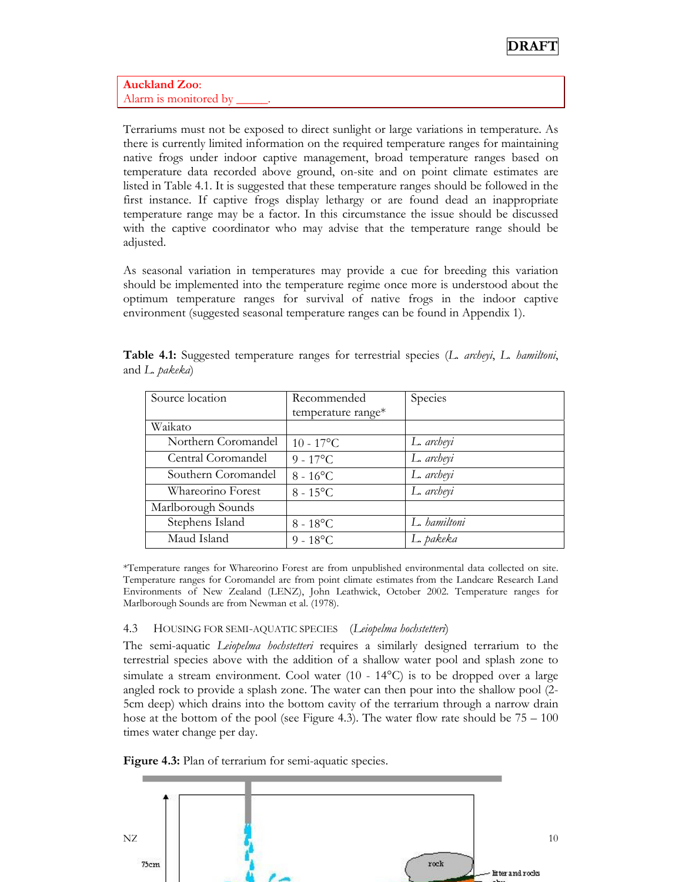**Auckland Zoo**:
Alarm is monitored by _____.

Terrariums must not be exposed to direct sunlight or large variations in temperature. As there is currently limited information on the required temperature ranges for maintaining native frogs under indoor captive management, broad temperature ranges based on temperature data recorded above ground, on-site and on point climate estimates are listed in Table 4.1. It is suggested that these temperature ranges should be followed in the first instance. If captive frogs display lethargy or are found dead an inappropriate temperature range may be a factor. In this circumstance the issue should be discussed with the captive coordinator who may advise that the temperature range should be adjusted.

As seasonal variation in temperatures may provide a cue for breeding this variation should be implemented into the temperature regime once more is understood about the optimum temperature ranges for survival of native frogs in the indoor captive environment (suggested seasonal temperature ranges can be found in Appendix 1).

**Table 4.1:** Suggested temperature ranges for terrestrial species (*L. archeyi*, *L. hamiltoni*, and *L. pakeka*)

| Source location | Recommended temperature range* | Species |
|---|---|---|
| Waikato | | |
| Northern Coromandel | 10 - 17°C | *L. archeyi* |
| Central Coromandel | 9 - 17°C | *L. archeyi* |
| Southern Coromandel | 8 - 16°C | *L. archeyi* |
| Whareorino Forest | 8 - 15°C | *L. archeyi* |
| Marlborough Sounds | | |
| Stephens Island | 8 - 18°C | *L. hamiltoni* |
| Maud Island | 9 - 18°C | *L. pakeka* |

*Temperature ranges for Whareorino Forest are from unpublished environmental data collected on site. Temperature ranges for Coromandel are from point climate estimates from the Landcare Research Land Environments of New Zealand (LENZ), John Leathwick, October 2002. Temperature ranges for Marlborough Sounds are from Newman et al. (1978).

### 4.3 Housing for semi-aquatic species (*Leiopelma hochstetteri*)

The semi-aquatic *Leiopelma hochstetteri* requires a similarly designed terrarium to the terrestrial species above with the addition of a shallow water pool and splash zone to simulate a stream environment. Cool water (10 - 14°C) is to be dropped over a large angled rock to provide a splash zone. The water can then pour into the shallow pool (2-5cm deep) which drains into the bottom cavity of the terrarium through a narrow drain hose at the bottom of the pool (see Figure 4.3). The water flow rate should be 75 – 100 times water change per day.

**Figure 4.3:** Plan of terrarium for semi-aquatic species.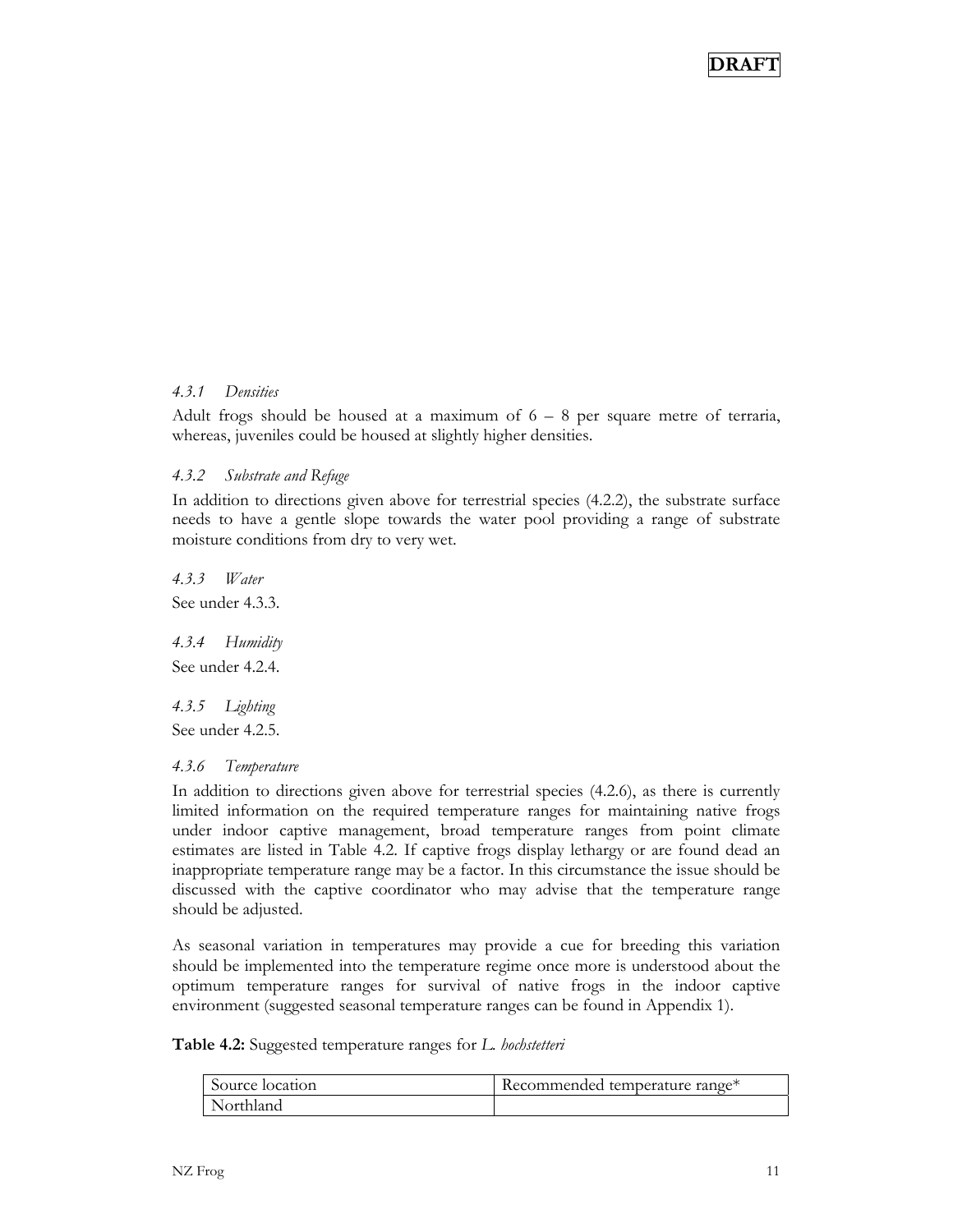**DRAFT**

#### 4.3.1 *Densities*

Adult frogs should be housed at a maximum of 6 – 8 per square metre of terraria, whereas, juveniles could be housed at slightly higher densities.

#### 4.3.2 *Substrate and Refuge*

In addition to directions given above for terrestrial species (4.2.2), the substrate surface needs to have a gentle slope towards the water pool providing a range of substrate moisture conditions from dry to very wet.

#### 4.3.3 *Water*

See under 4.3.3.

#### 4.3.4 *Humidity*

See under 4.2.4.

#### 4.3.5 *Lighting*

See under 4.2.5.

#### 4.3.6 *Temperature*

In addition to directions given above for terrestrial species (4.2.6), as there is currently limited information on the required temperature ranges for maintaining native frogs under indoor captive management, broad temperature ranges from point climate estimates are listed in Table 4.2. If captive frogs display lethargy or are found dead an inappropriate temperature range may be a factor. In this circumstance the issue should be discussed with the captive coordinator who may advise that the temperature range should be adjusted.

As seasonal variation in temperatures may provide a cue for breeding this variation should be implemented into the temperature regime once more is understood about the optimum temperature ranges for survival of native frogs in the indoor captive environment (suggested seasonal temperature ranges can be found in Appendix 1).

**Table 4.2:** Suggested temperature ranges for *L. hochstetteri*

| Source location | Recommended temperature range* |
|---|---|
| Northland | |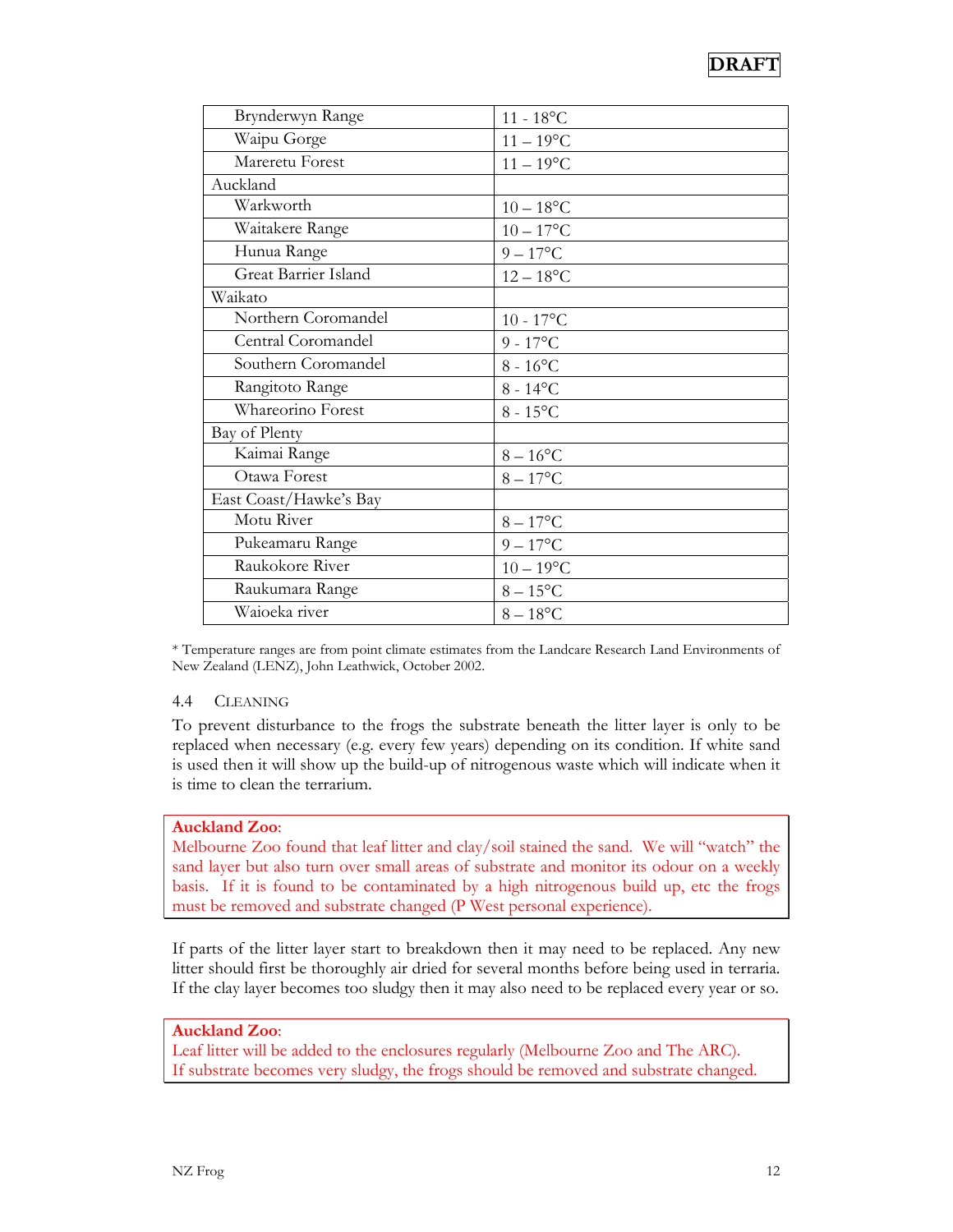DRAFT

| | |
|---|---|
| Brynderwyn Range | 11 - 18°C |
| Waipu Gorge | 11 – 19°C |
| Mareretu Forest | 11 – 19°C |
| Auckland | |
| Warkworth | 10 – 18°C |
| Waitakere Range | 10 – 17°C |
| Hunua Range | 9 – 17°C |
| Great Barrier Island | 12 – 18°C |
| Waikato | |
| Northern Coromandel | 10 - 17°C |
| Central Coromandel | 9 - 17°C |
| Southern Coromandel | 8 - 16°C |
| Rangitoto Range | 8 - 14°C |
| Whareorino Forest | 8 - 15°C |
| Bay of Plenty | |
| Kaimai Range | 8 – 16°C |
| Otawa Forest | 8 – 17°C |
| East Coast/Hawke's Bay | |
| Motu River | 8 – 17°C |
| Pukeamaru Range | 9 – 17°C |
| Raukokore River | 10 – 19°C |
| Raukumara Range | 8 – 15°C |
| Waioeka river | 8 – 18°C |

* Temperature ranges are from point climate estimates from the Landcare Research Land Environments of New Zealand (LENZ), John Leathwick, October 2002.

### 4.4 Cleaning

To prevent disturbance to the frogs the substrate beneath the litter layer is only to be replaced when necessary (e.g. every few years) depending on its condition. If white sand is used then it will show up the build-up of nitrogenous waste which will indicate when it is time to clean the terrarium.

> **Auckland Zoo**:
> Melbourne Zoo found that leaf litter and clay/soil stained the sand. We will "watch" the sand layer but also turn over small areas of substrate and monitor its odour on a weekly basis. If it is found to be contaminated by a high nitrogenous build up, etc the frogs must be removed and substrate changed (P West personal experience).

If parts of the litter layer start to breakdown then it may need to be replaced. Any new litter should first be thoroughly air dried for several months before being used in terraria. If the clay layer becomes too sludgy then it may also need to be replaced every year or so.

> **Auckland Zoo**:
> Leaf litter will be added to the enclosures regularly (Melbourne Zoo and The ARC).
> If substrate becomes very sludgy, the frogs should be removed and substrate changed.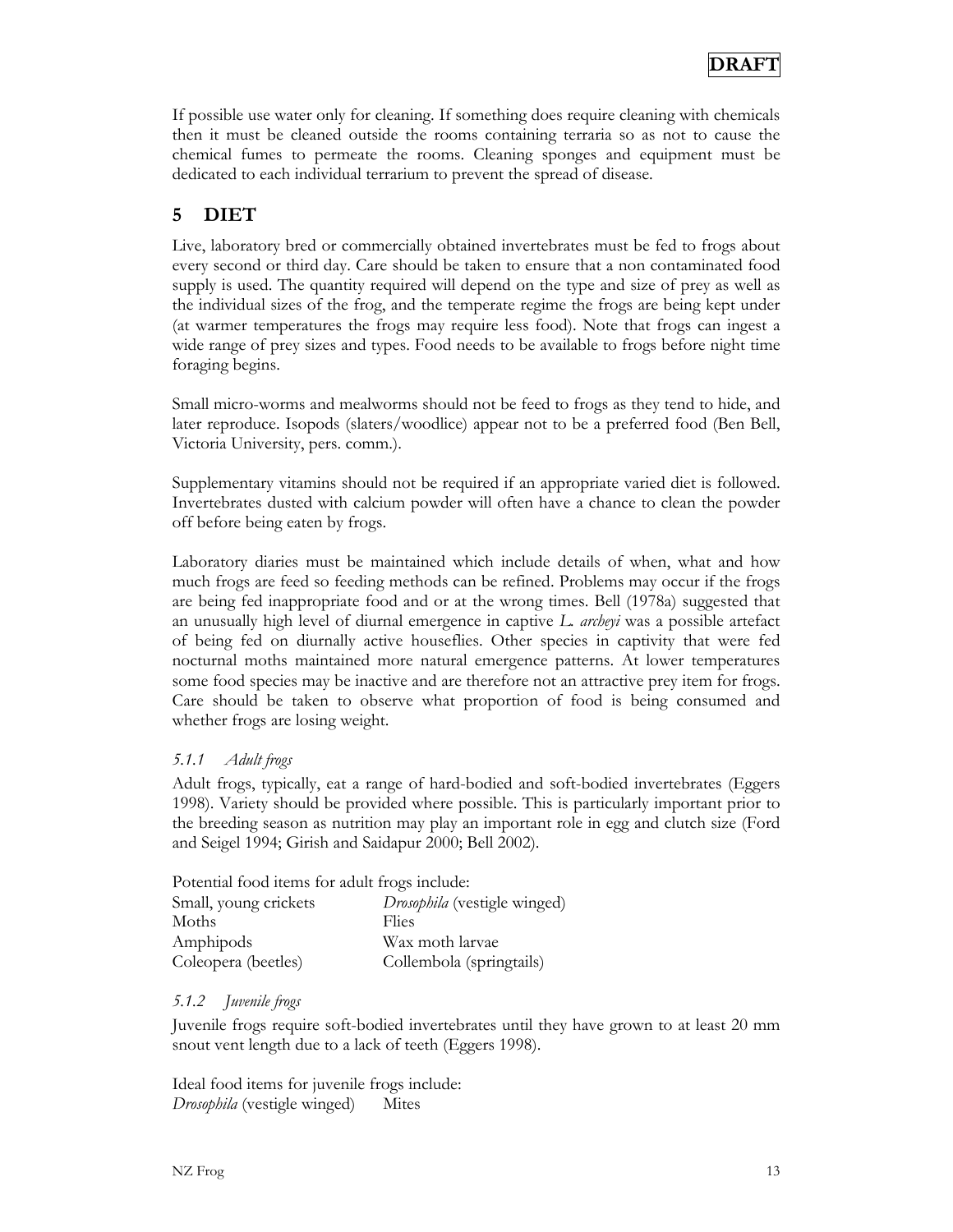If possible use water only for cleaning. If something does require cleaning with chemicals then it must be cleaned outside the rooms containing terraria so as not to cause the chemical fumes to permeate the rooms. Cleaning sponges and equipment must be dedicated to each individual terrarium to prevent the spread of disease.

## 5 DIET

Live, laboratory bred or commercially obtained invertebrates must be fed to frogs about every second or third day. Care should be taken to ensure that a non contaminated food supply is used. The quantity required will depend on the type and size of prey as well as the individual sizes of the frog, and the temperate regime the frogs are being kept under (at warmer temperatures the frogs may require less food). Note that frogs can ingest a wide range of prey sizes and types. Food needs to be available to frogs before night time foraging begins.

Small micro-worms and mealworms should not be feed to frogs as they tend to hide, and later reproduce. Isopods (slaters/woodlice) appear not to be a preferred food (Ben Bell, Victoria University, pers. comm.).

Supplementary vitamins should not be required if an appropriate varied diet is followed. Invertebrates dusted with calcium powder will often have a chance to clean the powder off before being eaten by frogs.

Laboratory diaries must be maintained which include details of when, what and how much frogs are feed so feeding methods can be refined. Problems may occur if the frogs are being fed inappropriate food and or at the wrong times. Bell (1978a) suggested that an unusually high level of diurnal emergence in captive *L. archeyi* was a possible artefact of being fed on diurnally active houseflies. Other species in captivity that were fed nocturnal moths maintained more natural emergence patterns. At lower temperatures some food species may be inactive and are therefore not an attractive prey item for frogs. Care should be taken to observe what proportion of food is being consumed and whether frogs are losing weight.

#### *5.1.1 Adult frogs*

Adult frogs, typically, eat a range of hard-bodied and soft-bodied invertebrates (Eggers 1998). Variety should be provided where possible. This is particularly important prior to the breeding season as nutrition may play an important role in egg and clutch size (Ford and Seigel 1994; Girish and Saidapur 2000; Bell 2002).

Potential food items for adult frogs include:

| | |
|---|---|
| Small, young crickets | *Drosophila* (vestigle winged) |
| Moths | Flies |
| Amphipods | Wax moth larvae |
| Coleopera (beetles) | Collembola (springtails) |

#### *5.1.2 Juvenile frogs*

Juvenile frogs require soft-bodied invertebrates until they have grown to at least 20 mm snout vent length due to a lack of teeth (Eggers 1998).

Ideal food items for juvenile frogs include:

| | |
|---|---|
| *Drosophila* (vestigle winged) | Mites |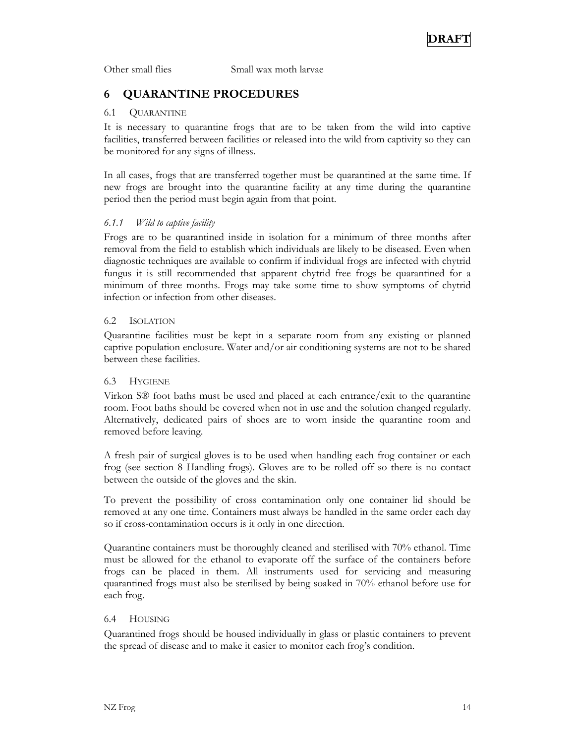| Other small flies | Small wax moth larvae |
|---|---|

## 6 QUARANTINE PROCEDURES

### 6.1 Quarantine

It is necessary to quarantine frogs that are to be taken from the wild into captive facilities, transferred between facilities or released into the wild from captivity so they can be monitored for any signs of illness.

In all cases, frogs that are transferred together must be quarantined at the same time. If new frogs are brought into the quarantine facility at any time during the quarantine period then the period must begin again from that point.

#### *6.1.1 Wild to captive facility*

Frogs are to be quarantined inside in isolation for a minimum of three months after removal from the field to establish which individuals are likely to be diseased. Even when diagnostic techniques are available to confirm if individual frogs are infected with chytrid fungus it is still recommended that apparent chytrid free frogs be quarantined for a minimum of three months. Frogs may take some time to show symptoms of chytrid infection or infection from other diseases.

### 6.2 Isolation

Quarantine facilities must be kept in a separate room from any existing or planned captive population enclosure. Water and/or air conditioning systems are not to be shared between these facilities.

### 6.3 Hygiene

Virkon S® foot baths must be used and placed at each entrance/exit to the quarantine room. Foot baths should be covered when not in use and the solution changed regularly. Alternatively, dedicated pairs of shoes are to worn inside the quarantine room and removed before leaving.

A fresh pair of surgical gloves is to be used when handling each frog container or each frog (see section 8 Handling frogs). Gloves are to be rolled off so there is no contact between the outside of the gloves and the skin.

To prevent the possibility of cross contamination only one container lid should be removed at any one time. Containers must always be handled in the same order each day so if cross-contamination occurs is it only in one direction.

Quarantine containers must be thoroughly cleaned and sterilised with 70% ethanol. Time must be allowed for the ethanol to evaporate off the surface of the containers before frogs can be placed in them. All instruments used for servicing and measuring quarantined frogs must also be sterilised by being soaked in 70% ethanol before use for each frog.

### 6.4 Housing

Quarantined frogs should be housed individually in glass or plastic containers to prevent the spread of disease and to make it easier to monitor each frog's condition.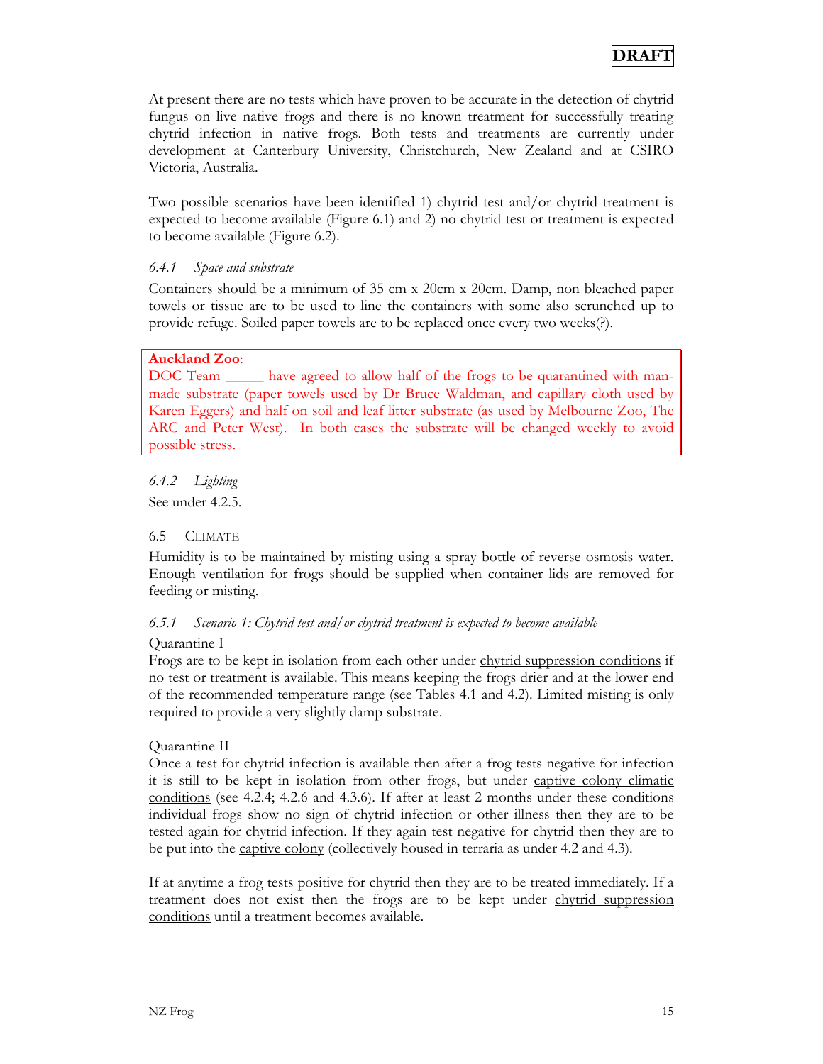At present there are no tests which have proven to be accurate in the detection of chytrid fungus on live native frogs and there is no known treatment for successfully treating chytrid infection in native frogs. Both tests and treatments are currently under development at Canterbury University, Christchurch, New Zealand and at CSIRO Victoria, Australia.

Two possible scenarios have been identified 1) chytrid test and/or chytrid treatment is expected to become available (Figure 6.1) and 2) no chytrid test or treatment is expected to become available (Figure 6.2).

#### 6.4.1 *Space and substrate*

Containers should be a minimum of 35 cm x 20cm x 20cm. Damp, non bleached paper towels or tissue are to be used to line the containers with some also scrunched up to provide refuge. Soiled paper towels are to be replaced once every two weeks(?).

> **Auckland Zoo**:
> DOC Team _____ have agreed to allow half of the frogs to be quarantined with man-made substrate (paper towels used by Dr Bruce Waldman, and capillary cloth used by Karen Eggers) and half on soil and leaf litter substrate (as used by Melbourne Zoo, The ARC and Peter West). In both cases the substrate will be changed weekly to avoid possible stress.

#### 6.4.2 *Lighting*

See under 4.2.5.

### 6.5 CLIMATE

Humidity is to be maintained by misting using a spray bottle of reverse osmosis water. Enough ventilation for frogs should be supplied when container lids are removed for feeding or misting.

#### 6.5.1 *Scenario 1: Chytrid test and/or chytrid treatment is expected to become available*

Quarantine I

Frogs are to be kept in isolation from each other under <u>chytrid suppression conditions</u> if no test or treatment is available. This means keeping the frogs drier and at the lower end of the recommended temperature range (see Tables 4.1 and 4.2). Limited misting is only required to provide a very slightly damp substrate.

Quarantine II

Once a test for chytrid infection is available then after a frog tests negative for infection it is still to be kept in isolation from other frogs, but under <u>captive colony climatic conditions</u> (see 4.2.4; 4.2.6 and 4.3.6). If after at least 2 months under these conditions individual frogs show no sign of chytrid infection or other illness then they are to be tested again for chytrid infection. If they again test negative for chytrid then they are to be put into the <u>captive colony</u> (collectively housed in terraria as under 4.2 and 4.3).

If at anytime a frog tests positive for chytrid then they are to be treated immediately. If a treatment does not exist then the frogs are to be kept under <u>chytrid suppression conditions</u> until a treatment becomes available.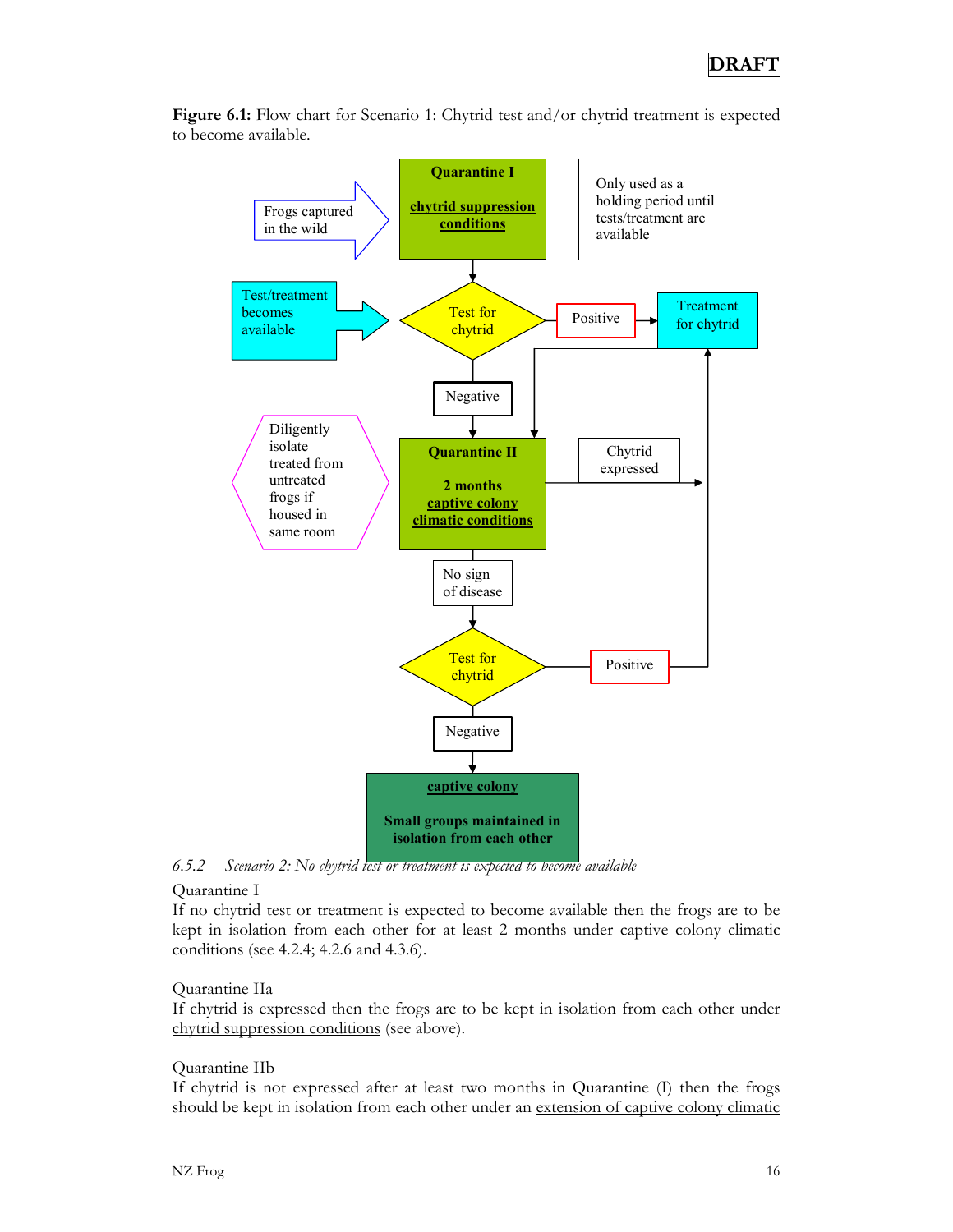**Figure 6.1:** Flow chart for Scenario 1: Chytrid test and/or chytrid treatment is expected to become available.

Frogs captured in the wild → **Quarantine I** — **chytrid suppression conditions** (Only used as a holding period until tests/treatment are available)

Test/treatment becomes available → **Test for chytrid**

- Positive → Treatment for chytrid → Quarantine II
- Negative → Quarantine II

**Quarantine II** — **2 months captive colony climatic conditions**

Diligently isolate treated from untreated frogs if housed in same room

- Chytrid expressed → Treatment for chytrid
- No sign of disease → **Test for chytrid**
  - Positive → Treatment for chytrid
  - Negative → **captive colony** — **Small groups maintained in isolation from each other**

### 6.5.2 *Scenario 2: No chytrid test or treatment is expected to become available*

Quarantine I

If no chytrid test or treatment is expected to become available then the frogs are to be kept in isolation from each other for at least 2 months under captive colony climatic conditions (see 4.2.4; 4.2.6 and 4.3.6).

Quarantine IIa

If chytrid is expressed then the frogs are to be kept in isolation from each other under chytrid suppression conditions (see above).

Quarantine IIb

If chytrid is not expressed after at least two months in Quarantine (I) then the frogs should be kept in isolation from each other under an extension of captive colony climatic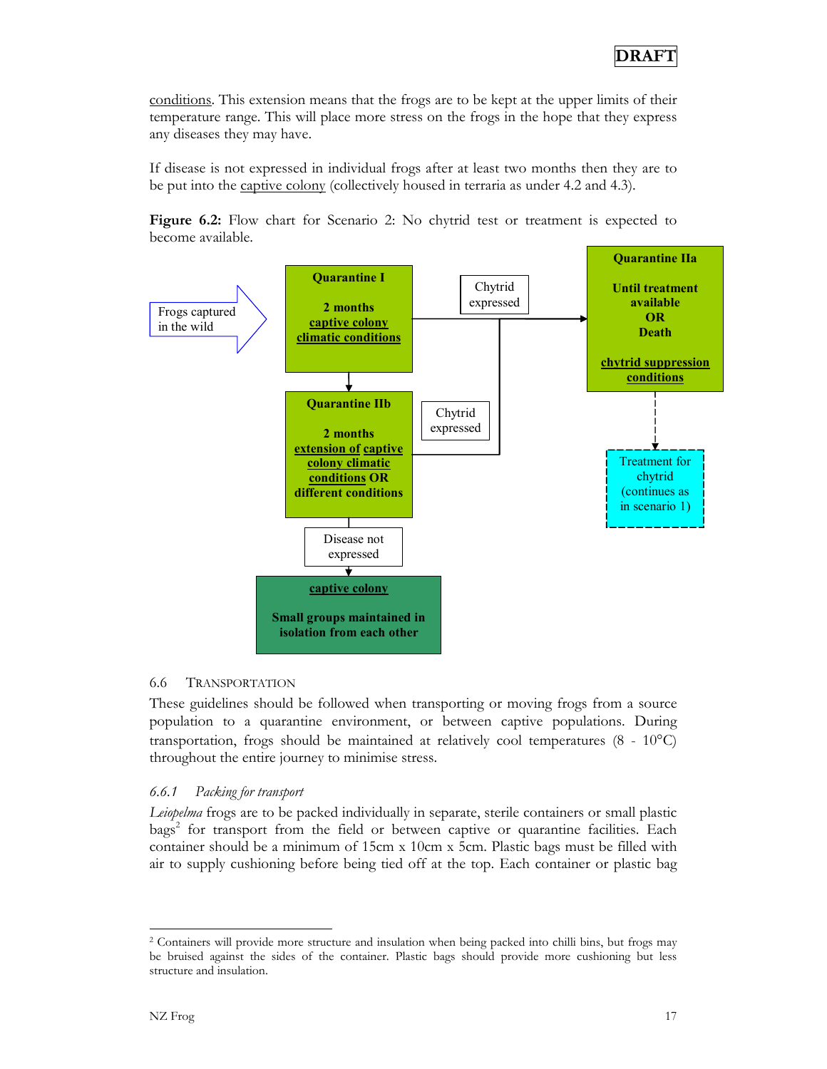conditions. This extension means that the frogs are to be kept at the upper limits of their temperature range. This will place more stress on the frogs in the hope that they express any diseases they may have.

If disease is not expressed in individual frogs after at least two months then they are to be put into the captive colony (collectively housed in terraria as under 4.2 and 4.3).

**Figure 6.2:** Flow chart for Scenario 2: No chytrid test or treatment is expected to become available.

Frogs captured in the wild

**Quarantine I**

**2 months**
**captive colony climatic conditions**

Chytrid expressed

**Quarantine IIa**

**Until treatment available OR Death**

**chytrid suppression conditions**

Treatment for chytrid (continues as in scenario 1)

**Quarantine IIb**

**2 months**
**extension of captive colony climatic conditions OR different conditions**

Chytrid expressed

Disease not expressed

**captive colony**

**Small groups maintained in isolation from each other**

## 6.6 TRANSPORTATION

These guidelines should be followed when transporting or moving frogs from a source population to a quarantine environment, or between captive populations. During transportation, frogs should be maintained at relatively cool temperatures (8 - 10°C) throughout the entire journey to minimise stress.

### *6.6.1 Packing for transport*

*Leiopelma* frogs are to be packed individually in separate, sterile containers or small plastic bags[2] for transport from the field or between captive or quarantine facilities. Each container should be a minimum of 15cm x 10cm x 5cm. Plastic bags must be filled with air to supply cushioning before being tied off at the top. Each container or plastic bag

[2] Containers will provide more structure and insulation when being packed into chilli bins, but frogs may be bruised against the sides of the container. Plastic bags should provide more cushioning but less structure and insulation.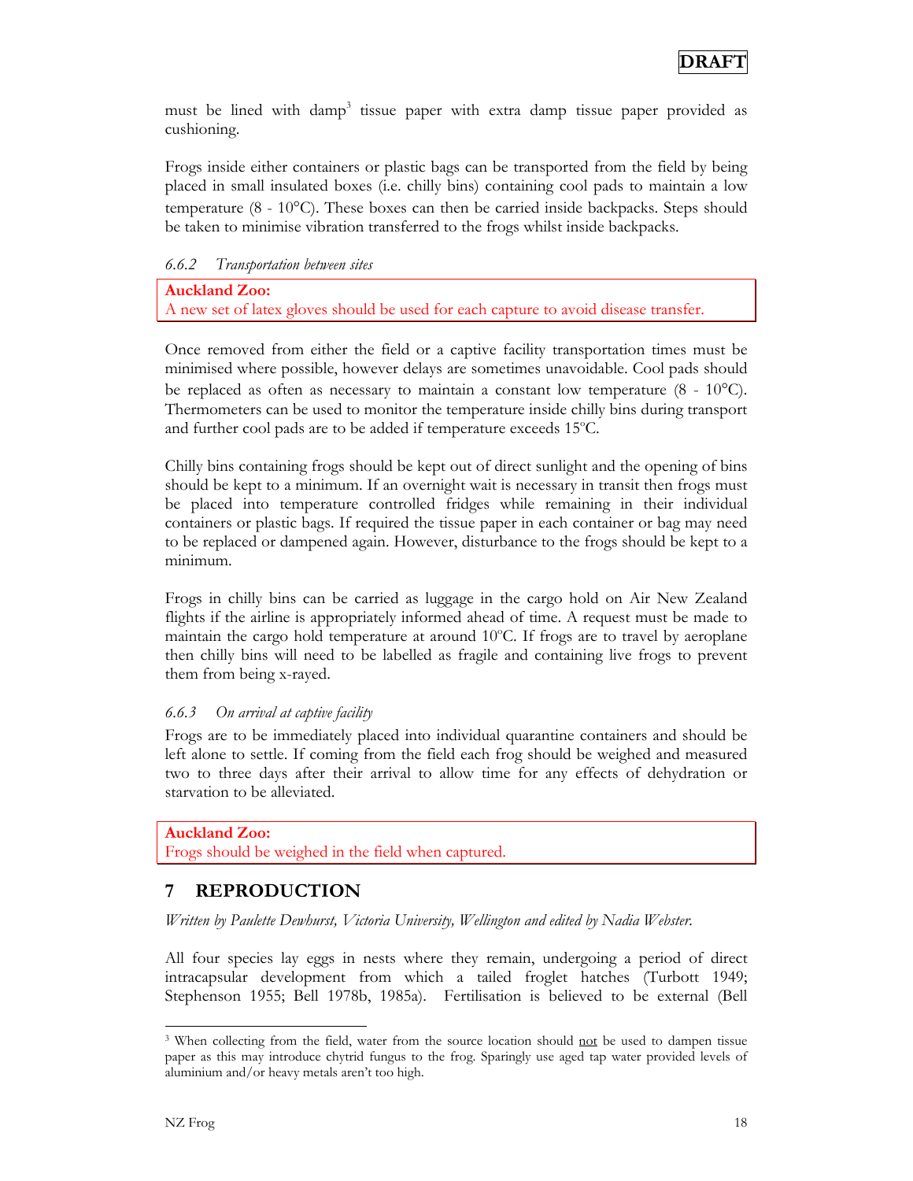must be lined with damp[3] tissue paper with extra damp tissue paper provided as cushioning.

Frogs inside either containers or plastic bags can be transported from the field by being placed in small insulated boxes (i.e. chilly bins) containing cool pads to maintain a low temperature (8 - 10°C). These boxes can then be carried inside backpacks. Steps should be taken to minimise vibration transferred to the frogs whilst inside backpacks.

#### *6.6.2 Transportation between sites*

> **Auckland Zoo:**
> A new set of latex gloves should be used for each capture to avoid disease transfer.

Once removed from either the field or a captive facility transportation times must be minimised where possible, however delays are sometimes unavoidable. Cool pads should be replaced as often as necessary to maintain a constant low temperature (8 - 10°C). Thermometers can be used to monitor the temperature inside chilly bins during transport and further cool pads are to be added if temperature exceeds 15ºC.

Chilly bins containing frogs should be kept out of direct sunlight and the opening of bins should be kept to a minimum. If an overnight wait is necessary in transit then frogs must be placed into temperature controlled fridges while remaining in their individual containers or plastic bags. If required the tissue paper in each container or bag may need to be replaced or dampened again. However, disturbance to the frogs should be kept to a minimum.

Frogs in chilly bins can be carried as luggage in the cargo hold on Air New Zealand flights if the airline is appropriately informed ahead of time. A request must be made to maintain the cargo hold temperature at around 10ºC. If frogs are to travel by aeroplane then chilly bins will need to be labelled as fragile and containing live frogs to prevent them from being x-rayed.

#### *6.6.3 On arrival at captive facility*

Frogs are to be immediately placed into individual quarantine containers and should be left alone to settle. If coming from the field each frog should be weighed and measured two to three days after their arrival to allow time for any effects of dehydration or starvation to be alleviated.

> **Auckland Zoo:**
> Frogs should be weighed in the field when captured.

# 7 REPRODUCTION

*Written by Paulette Dewhurst, Victoria University, Wellington and edited by Nadia Webster.*

All four species lay eggs in nests where they remain, undergoing a period of direct intracapsular development from which a tailed froglet hatches (Turbott 1949; Stephenson 1955; Bell 1978b, 1985a). Fertilisation is believed to be external (Bell

---

[3] When collecting from the field, water from the source location should not be used to dampen tissue paper as this may introduce chytrid fungus to the frog. Sparingly use aged tap water provided levels of aluminium and/or heavy metals aren't too high.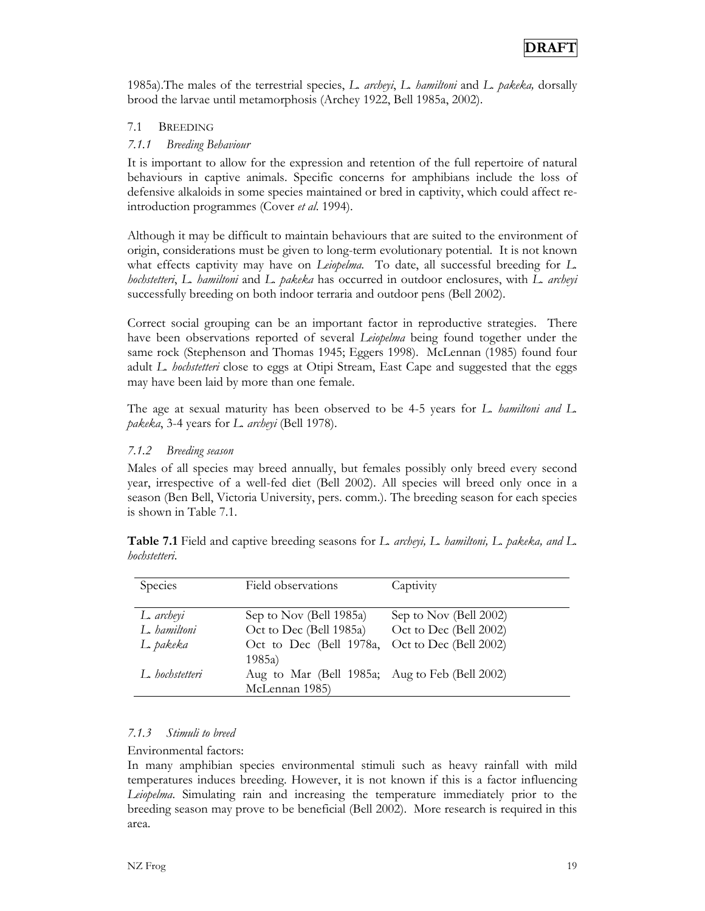1985a).The males of the terrestrial species, *L. archeyi*, *L. hamiltoni* and *L. pakeka,* dorsally brood the larvae until metamorphosis (Archey 1922, Bell 1985a, 2002).

## 7.1 Breeding

### *7.1.1 Breeding Behaviour*

It is important to allow for the expression and retention of the full repertoire of natural behaviours in captive animals. Specific concerns for amphibians include the loss of defensive alkaloids in some species maintained or bred in captivity, which could affect re-introduction programmes (Cover *et al.* 1994).

Although it may be difficult to maintain behaviours that are suited to the environment of origin, considerations must be given to long-term evolutionary potential. It is not known what effects captivity may have on *Leiopelma*. To date, all successful breeding for *L. hochstetteri*, *L. hamiltoni* and *L. pakeka* has occurred in outdoor enclosures, with *L. archeyi* successfully breeding on both indoor terraria and outdoor pens (Bell 2002).

Correct social grouping can be an important factor in reproductive strategies. There have been observations reported of several *Leiopelma* being found together under the same rock (Stephenson and Thomas 1945; Eggers 1998). McLennan (1985) found four adult *L. hochstetteri* close to eggs at Otipi Stream, East Cape and suggested that the eggs may have been laid by more than one female.

The age at sexual maturity has been observed to be 4-5 years for *L. hamiltoni and L. pakeka*, 3-4 years for *L. archeyi* (Bell 1978).

### *7.1.2 Breeding season*

Males of all species may breed annually, but females possibly only breed every second year, irrespective of a well-fed diet (Bell 2002). All species will breed only once in a season (Ben Bell, Victoria University, pers. comm.). The breeding season for each species is shown in Table 7.1.

**Table 7.1** Field and captive breeding seasons for *L. archeyi, L. hamiltoni, L. pakeka, and L. hochstetteri*.

| Species | Field observations | Captivity |
|---|---|---|
| *L. archeyi* | Sep to Nov (Bell 1985a) | Sep to Nov (Bell 2002) |
| *L. hamiltoni* | Oct to Dec (Bell 1985a) | Oct to Dec (Bell 2002) |
| *L. pakeka* | Oct to Dec (Bell 1978a, 1985a) | Oct to Dec (Bell 2002) |
| *L. hochstetteri* | Aug to Mar (Bell 1985a; McLennan 1985) | Aug to Feb (Bell 2002) |

### *7.1.3 Stimuli to breed*

Environmental factors:

In many amphibian species environmental stimuli such as heavy rainfall with mild temperatures induces breeding. However, it is not known if this is a factor influencing *Leiopelma*. Simulating rain and increasing the temperature immediately prior to the breeding season may prove to be beneficial (Bell 2002). More research is required in this area.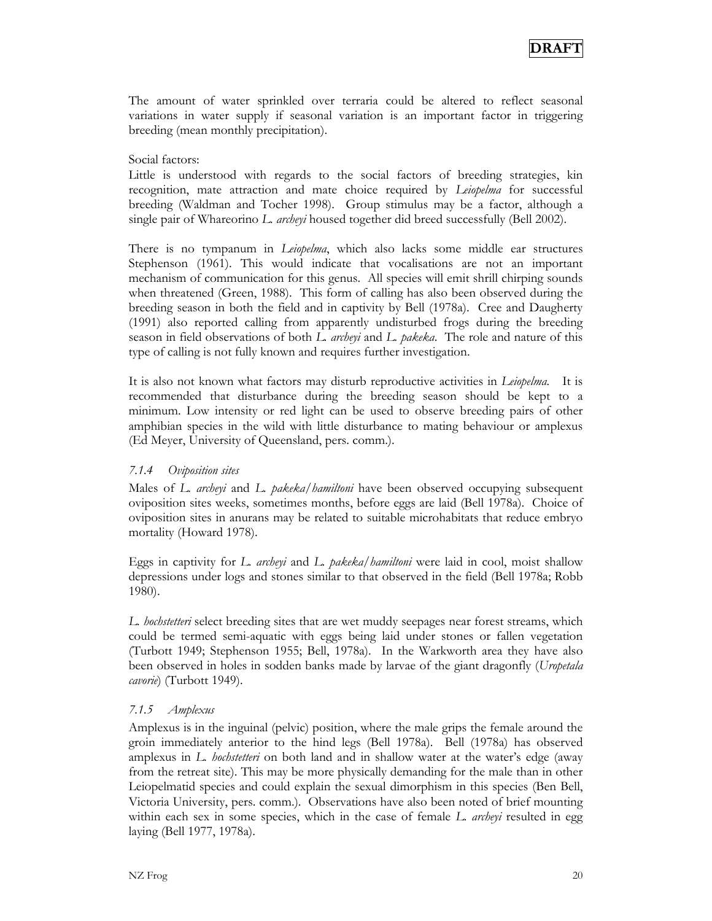The amount of water sprinkled over terraria could be altered to reflect seasonal variations in water supply if seasonal variation is an important factor in triggering breeding (mean monthly precipitation).

Social factors:
Little is understood with regards to the social factors of breeding strategies, kin recognition, mate attraction and mate choice required by *Leiopelma* for successful breeding (Waldman and Tocher 1998). Group stimulus may be a factor, although a single pair of Whareorino *L. archeyi* housed together did breed successfully (Bell 2002).

There is no tympanum in *Leiopelma*, which also lacks some middle ear structures Stephenson (1961). This would indicate that vocalisations are not an important mechanism of communication for this genus. All species will emit shrill chirping sounds when threatened (Green, 1988). This form of calling has also been observed during the breeding season in both the field and in captivity by Bell (1978a). Cree and Daugherty (1991) also reported calling from apparently undisturbed frogs during the breeding season in field observations of both *L. archeyi* and *L. pakeka*. The role and nature of this type of calling is not fully known and requires further investigation.

It is also not known what factors may disturb reproductive activities in *Leiopelma*. It is recommended that disturbance during the breeding season should be kept to a minimum. Low intensity or red light can be used to observe breeding pairs of other amphibian species in the wild with little disturbance to mating behaviour or amplexus (Ed Meyer, University of Queensland, pers. comm.).

### *7.1.4 Oviposition sites*

Males of *L. archeyi* and *L. pakeka/hamiltoni* have been observed occupying subsequent oviposition sites weeks, sometimes months, before eggs are laid (Bell 1978a). Choice of oviposition sites in anurans may be related to suitable microhabitats that reduce embryo mortality (Howard 1978).

Eggs in captivity for *L. archeyi* and *L. pakeka/hamiltoni* were laid in cool, moist shallow depressions under logs and stones similar to that observed in the field (Bell 1978a; Robb 1980).

*L. hochstetteri* select breeding sites that are wet muddy seepages near forest streams, which could be termed semi-aquatic with eggs being laid under stones or fallen vegetation (Turbott 1949; Stephenson 1955; Bell, 1978a). In the Warkworth area they have also been observed in holes in sodden banks made by larvae of the giant dragonfly (*Uropetala cavorie*) (Turbott 1949).

### *7.1.5 Amplexus*

Amplexus is in the inguinal (pelvic) position, where the male grips the female around the groin immediately anterior to the hind legs (Bell 1978a). Bell (1978a) has observed amplexus in *L. hochstetteri* on both land and in shallow water at the water's edge (away from the retreat site). This may be more physically demanding for the male than in other Leiopelmatid species and could explain the sexual dimorphism in this species (Ben Bell, Victoria University, pers. comm.). Observations have also been noted of brief mounting within each sex in some species, which in the case of female *L. archeyi* resulted in egg laying (Bell 1977, 1978a).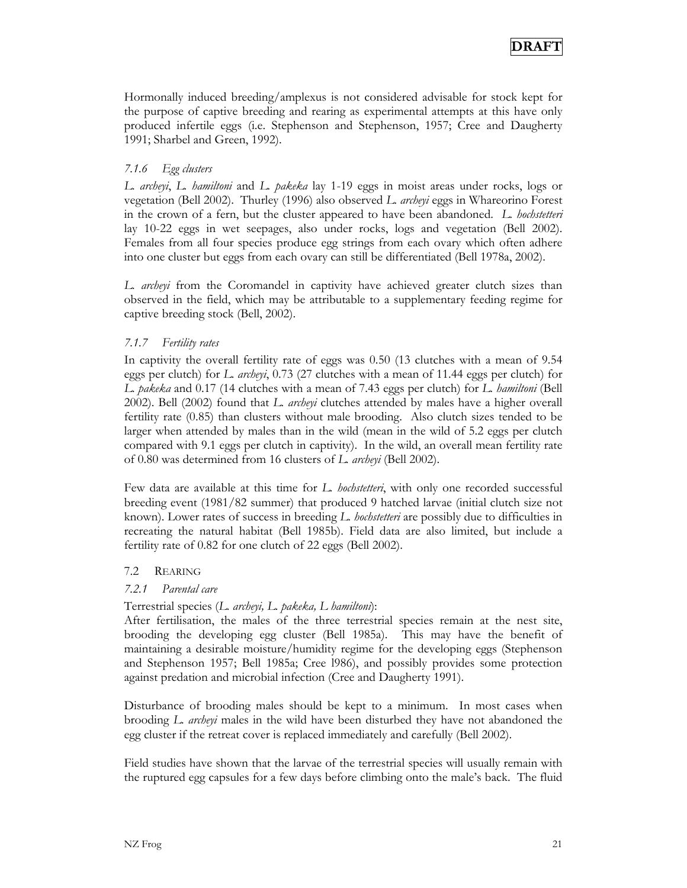Hormonally induced breeding/amplexus is not considered advisable for stock kept for the purpose of captive breeding and rearing as experimental attempts at this have only produced infertile eggs (i.e. Stephenson and Stephenson, 1957; Cree and Daugherty 1991; Sharbel and Green, 1992).

### *7.1.6 Egg clusters*

*L. archeyi*, *L. hamiltoni* and *L. pakeka* lay 1-19 eggs in moist areas under rocks, logs or vegetation (Bell 2002). Thurley (1996) also observed *L. archeyi* eggs in Whareorino Forest in the crown of a fern, but the cluster appeared to have been abandoned. *L. hochstetteri* lay 10-22 eggs in wet seepages, also under rocks, logs and vegetation (Bell 2002). Females from all four species produce egg strings from each ovary which often adhere into one cluster but eggs from each ovary can still be differentiated (Bell 1978a, 2002).

*L. archeyi* from the Coromandel in captivity have achieved greater clutch sizes than observed in the field, which may be attributable to a supplementary feeding regime for captive breeding stock (Bell, 2002).

### *7.1.7 Fertility rates*

In captivity the overall fertility rate of eggs was 0.50 (13 clutches with a mean of 9.54 eggs per clutch) for *L. archeyi*, 0.73 (27 clutches with a mean of 11.44 eggs per clutch) for *L. pakeka* and 0.17 (14 clutches with a mean of 7.43 eggs per clutch) for *L. hamiltoni* (Bell 2002). Bell (2002) found that *L. archeyi* clutches attended by males have a higher overall fertility rate (0.85) than clusters without male brooding. Also clutch sizes tended to be larger when attended by males than in the wild (mean in the wild of 5.2 eggs per clutch compared with 9.1 eggs per clutch in captivity). In the wild, an overall mean fertility rate of 0.80 was determined from 16 clusters of *L. archeyi* (Bell 2002).

Few data are available at this time for *L. hochstetteri*, with only one recorded successful breeding event (1981/82 summer) that produced 9 hatched larvae (initial clutch size not known). Lower rates of success in breeding *L. hochstetteri* are possibly due to difficulties in recreating the natural habitat (Bell 1985b). Field data are also limited, but include a fertility rate of 0.82 for one clutch of 22 eggs (Bell 2002).

## 7.2 REARING

### *7.2.1 Parental care*

Terrestrial species (*L. archeyi, L. pakeka, L hamiltoni*):

After fertilisation, the males of the three terrestrial species remain at the nest site, brooding the developing egg cluster (Bell 1985a). This may have the benefit of maintaining a desirable moisture/humidity regime for the developing eggs (Stephenson and Stephenson 1957; Bell 1985a; Cree l986), and possibly provides some protection against predation and microbial infection (Cree and Daugherty 1991).

Disturbance of brooding males should be kept to a minimum. In most cases when brooding *L. archeyi* males in the wild have been disturbed they have not abandoned the egg cluster if the retreat cover is replaced immediately and carefully (Bell 2002).

Field studies have shown that the larvae of the terrestrial species will usually remain with the ruptured egg capsules for a few days before climbing onto the male's back. The fluid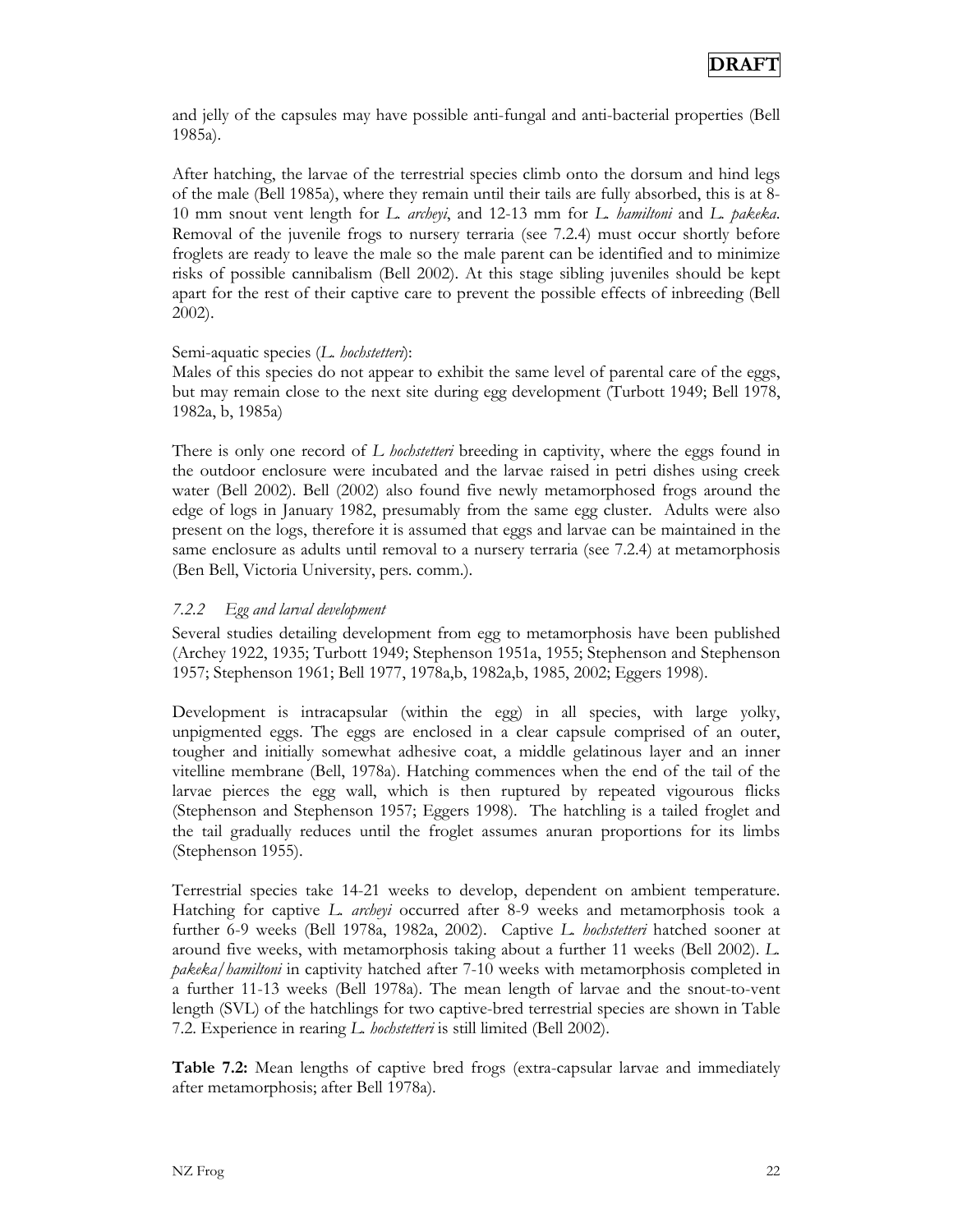and jelly of the capsules may have possible anti-fungal and anti-bacterial properties (Bell 1985a).

After hatching, the larvae of the terrestrial species climb onto the dorsum and hind legs of the male (Bell 1985a), where they remain until their tails are fully absorbed, this is at 8-10 mm snout vent length for *L. archeyi*, and 12-13 mm for *L. hamiltoni* and *L. pakeka*. Removal of the juvenile frogs to nursery terraria (see 7.2.4) must occur shortly before froglets are ready to leave the male so the male parent can be identified and to minimize risks of possible cannibalism (Bell 2002). At this stage sibling juveniles should be kept apart for the rest of their captive care to prevent the possible effects of inbreeding (Bell 2002).

Semi-aquatic species (*L. hochstetteri*):
Males of this species do not appear to exhibit the same level of parental care of the eggs, but may remain close to the next site during egg development (Turbott 1949; Bell 1978, 1982a, b, 1985a)

There is only one record of *L hochstetteri* breeding in captivity, where the eggs found in the outdoor enclosure were incubated and the larvae raised in petri dishes using creek water (Bell 2002). Bell (2002) also found five newly metamorphosed frogs around the edge of logs in January 1982, presumably from the same egg cluster. Adults were also present on the logs, therefore it is assumed that eggs and larvae can be maintained in the same enclosure as adults until removal to a nursery terraria (see 7.2.4) at metamorphosis (Ben Bell, Victoria University, pers. comm.).

### *7.2.2 Egg and larval development*

Several studies detailing development from egg to metamorphosis have been published (Archey 1922, 1935; Turbott 1949; Stephenson 1951a, 1955; Stephenson and Stephenson 1957; Stephenson 1961; Bell 1977, 1978a,b, 1982a,b, 1985, 2002; Eggers 1998).

Development is intracapsular (within the egg) in all species, with large yolky, unpigmented eggs. The eggs are enclosed in a clear capsule comprised of an outer, tougher and initially somewhat adhesive coat, a middle gelatinous layer and an inner vitelline membrane (Bell, 1978a). Hatching commences when the end of the tail of the larvae pierces the egg wall, which is then ruptured by repeated vigourous flicks (Stephenson and Stephenson 1957; Eggers 1998). The hatchling is a tailed froglet and the tail gradually reduces until the froglet assumes anuran proportions for its limbs (Stephenson 1955).

Terrestrial species take 14-21 weeks to develop, dependent on ambient temperature. Hatching for captive *L. archeyi* occurred after 8-9 weeks and metamorphosis took a further 6-9 weeks (Bell 1978a, 1982a, 2002). Captive *L. hochstetteri* hatched sooner at around five weeks, with metamorphosis taking about a further 11 weeks (Bell 2002). *L. pakeka/hamiltoni* in captivity hatched after 7-10 weeks with metamorphosis completed in a further 11-13 weeks (Bell 1978a). The mean length of larvae and the snout-to-vent length (SVL) of the hatchlings for two captive-bred terrestrial species are shown in Table 7.2. Experience in rearing *L. hochstetteri* is still limited (Bell 2002).

**Table 7.2:** Mean lengths of captive bred frogs (extra-capsular larvae and immediately after metamorphosis; after Bell 1978a).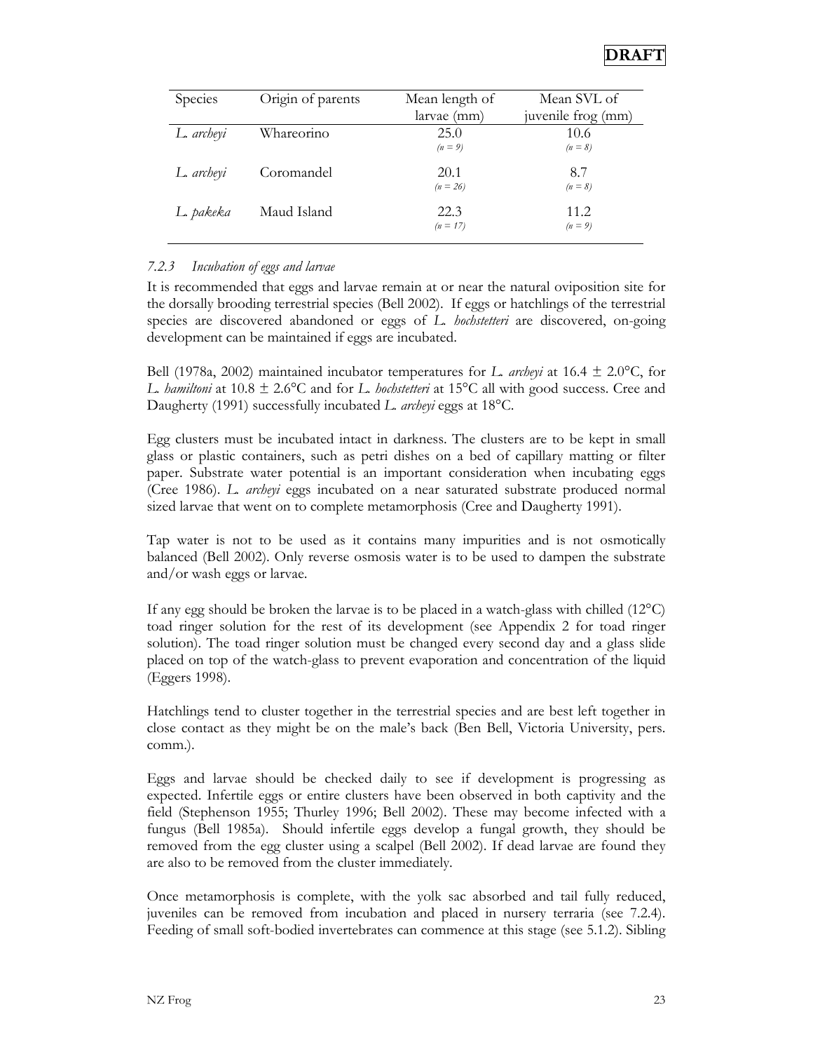| Species | Origin of parents | Mean length of larvae (mm) | Mean SVL of juvenile frog (mm) |
|---|---|---|---|
| *L. archeyi* | Whareorino | 25.0 *(n = 9)* | 10.6 *(n = 8)* |
| *L. archeyi* | Coromandel | 20.1 *(n = 26)* | 8.7 *(n = 8)* |
| *L. pakeka* | Maud Island | 22.3 *(n = 17)* | 11.2 *(n = 9)* |

### *7.2.3 Incubation of eggs and larvae*

It is recommended that eggs and larvae remain at or near the natural oviposition site for the dorsally brooding terrestrial species (Bell 2002). If eggs or hatchlings of the terrestrial species are discovered abandoned or eggs of *L. hochstetteri* are discovered, on-going development can be maintained if eggs are incubated.

Bell (1978a, 2002) maintained incubator temperatures for *L. archeyi* at 16.4 ± 2.0°C, for *L. hamiltoni* at 10.8 ± 2.6°C and for *L. hochstetteri* at 15°C all with good success. Cree and Daugherty (1991) successfully incubated *L. archeyi* eggs at 18°C.

Egg clusters must be incubated intact in darkness. The clusters are to be kept in small glass or plastic containers, such as petri dishes on a bed of capillary matting or filter paper. Substrate water potential is an important consideration when incubating eggs (Cree 1986). *L. archeyi* eggs incubated on a near saturated substrate produced normal sized larvae that went on to complete metamorphosis (Cree and Daugherty 1991).

Tap water is not to be used as it contains many impurities and is not osmotically balanced (Bell 2002). Only reverse osmosis water is to be used to dampen the substrate and/or wash eggs or larvae.

If any egg should be broken the larvae is to be placed in a watch-glass with chilled (12°C) toad ringer solution for the rest of its development (see Appendix 2 for toad ringer solution). The toad ringer solution must be changed every second day and a glass slide placed on top of the watch-glass to prevent evaporation and concentration of the liquid (Eggers 1998).

Hatchlings tend to cluster together in the terrestrial species and are best left together in close contact as they might be on the male's back (Ben Bell, Victoria University, pers. comm.).

Eggs and larvae should be checked daily to see if development is progressing as expected. Infertile eggs or entire clusters have been observed in both captivity and the field (Stephenson 1955; Thurley 1996; Bell 2002). These may become infected with a fungus (Bell 1985a). Should infertile eggs develop a fungal growth, they should be removed from the egg cluster using a scalpel (Bell 2002). If dead larvae are found they are also to be removed from the cluster immediately.

Once metamorphosis is complete, with the yolk sac absorbed and tail fully reduced, juveniles can be removed from incubation and placed in nursery terraria (see 7.2.4). Feeding of small soft-bodied invertebrates can commence at this stage (see 5.1.2). Sibling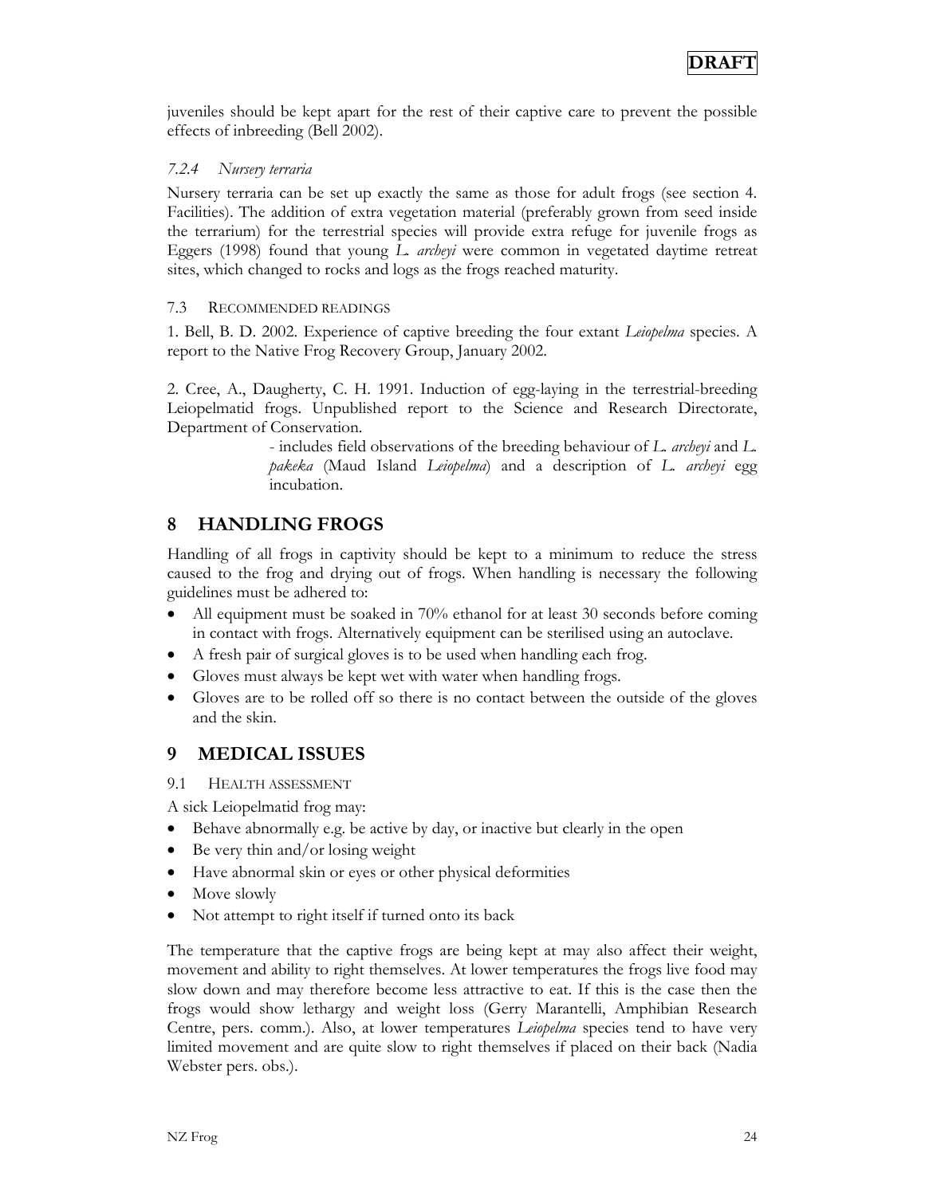juveniles should be kept apart for the rest of their captive care to prevent the possible effects of inbreeding (Bell 2002).

#### *7.2.4 Nursery terraria*

Nursery terraria can be set up exactly the same as those for adult frogs (see section 4. Facilities). The addition of extra vegetation material (preferably grown from seed inside the terrarium) for the terrestrial species will provide extra refuge for juvenile frogs as Eggers (1998) found that young *L. archeyi* were common in vegetated daytime retreat sites, which changed to rocks and logs as the frogs reached maturity.

### 7.3 Recommended readings

1. Bell, B. D. 2002. Experience of captive breeding the four extant *Leiopelma* species. A report to the Native Frog Recovery Group, January 2002.

2. Cree, A., Daugherty, C. H. 1991. Induction of egg-laying in the terrestrial-breeding Leiopelmatid frogs. Unpublished report to the Science and Research Directorate, Department of Conservation.

   - includes field observations of the breeding behaviour of *L. archeyi* and *L. pakeka* (Maud Island *Leiopelma*) and a description of *L. archeyi* egg incubation.

## 8 HANDLING FROGS

Handling of all frogs in captivity should be kept to a minimum to reduce the stress caused to the frog and drying out of frogs. When handling is necessary the following guidelines must be adhered to:

- All equipment must be soaked in 70% ethanol for at least 30 seconds before coming in contact with frogs. Alternatively equipment can be sterilised using an autoclave.
- A fresh pair of surgical gloves is to be used when handling each frog.
- Gloves must always be kept wet with water when handling frogs.
- Gloves are to be rolled off so there is no contact between the outside of the gloves and the skin.

## 9 MEDICAL ISSUES

### 9.1 Health assessment

A sick Leiopelmatid frog may:

- Behave abnormally e.g. be active by day, or inactive but clearly in the open
- Be very thin and/or losing weight
- Have abnormal skin or eyes or other physical deformities
- Move slowly
- Not attempt to right itself if turned onto its back

The temperature that the captive frogs are being kept at may also affect their weight, movement and ability to right themselves. At lower temperatures the frogs live food may slow down and may therefore become less attractive to eat. If this is the case then the frogs would show lethargy and weight loss (Gerry Marantelli, Amphibian Research Centre, pers. comm.). Also, at lower temperatures *Leiopelma* species tend to have very limited movement and are quite slow to right themselves if placed on their back (Nadia Webster pers. obs.).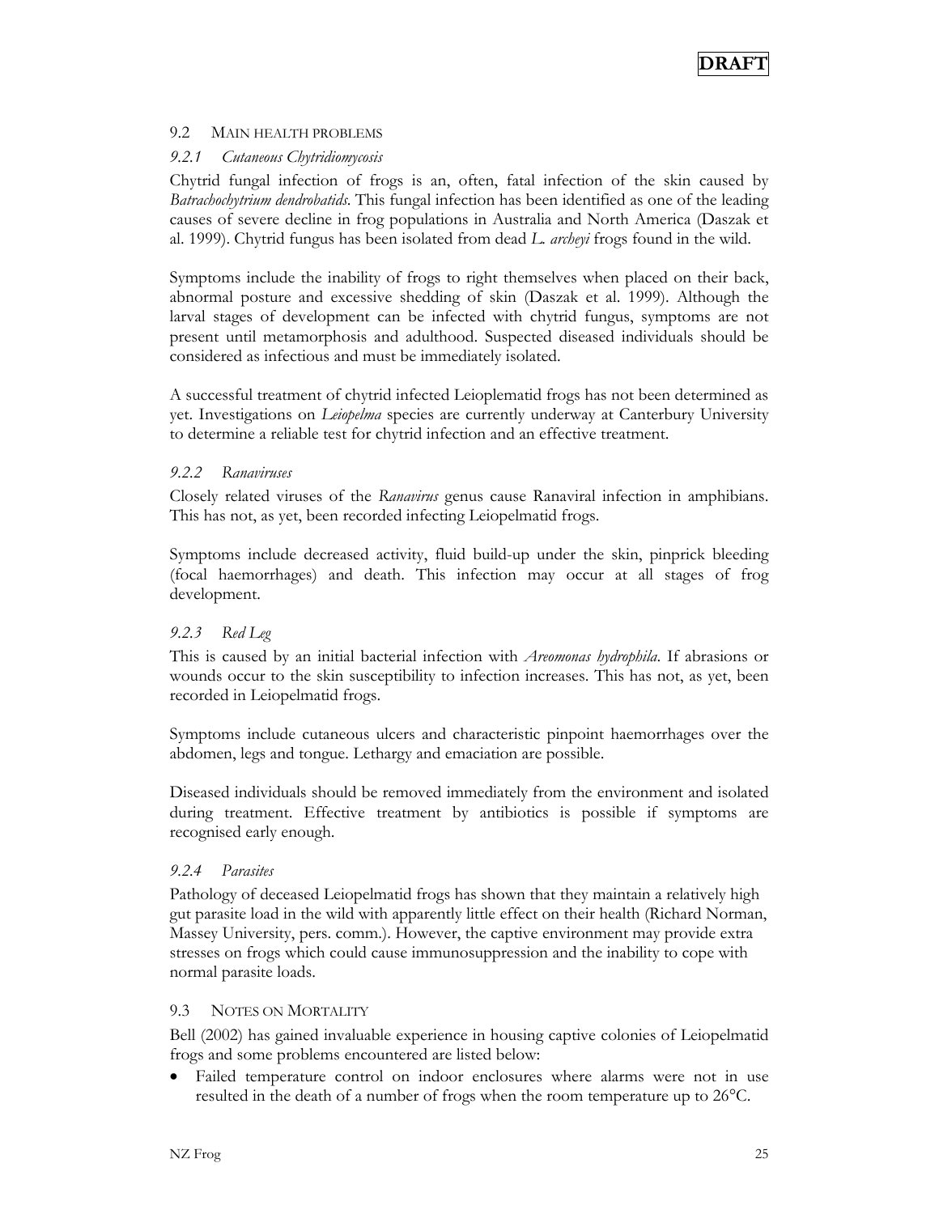## 9.2 Main health problems

### *9.2.1 Cutaneous Chytridiomycosis*

Chytrid fungal infection of frogs is an, often, fatal infection of the skin caused by *Batrachochytrium dendrobatids*. This fungal infection has been identified as one of the leading causes of severe decline in frog populations in Australia and North America (Daszak et al. 1999). Chytrid fungus has been isolated from dead *L. archeyi* frogs found in the wild.

Symptoms include the inability of frogs to right themselves when placed on their back, abnormal posture and excessive shedding of skin (Daszak et al. 1999). Although the larval stages of development can be infected with chytrid fungus, symptoms are not present until metamorphosis and adulthood. Suspected diseased individuals should be considered as infectious and must be immediately isolated.

A successful treatment of chytrid infected Leioplematid frogs has not been determined as yet. Investigations on *Leiopelma* species are currently underway at Canterbury University to determine a reliable test for chytrid infection and an effective treatment.

### *9.2.2 Ranaviruses*

Closely related viruses of the *Ranavirus* genus cause Ranaviral infection in amphibians. This has not, as yet, been recorded infecting Leiopelmatid frogs.

Symptoms include decreased activity, fluid build-up under the skin, pinprick bleeding (focal haemorrhages) and death. This infection may occur at all stages of frog development.

### *9.2.3 Red Leg*

This is caused by an initial bacterial infection with *Areomonas hydrophila*. If abrasions or wounds occur to the skin susceptibility to infection increases. This has not, as yet, been recorded in Leiopelmatid frogs.

Symptoms include cutaneous ulcers and characteristic pinpoint haemorrhages over the abdomen, legs and tongue. Lethargy and emaciation are possible.

Diseased individuals should be removed immediately from the environment and isolated during treatment. Effective treatment by antibiotics is possible if symptoms are recognised early enough.

### *9.2.4 Parasites*

Pathology of deceased Leiopelmatid frogs has shown that they maintain a relatively high gut parasite load in the wild with apparently little effect on their health (Richard Norman, Massey University, pers. comm.). However, the captive environment may provide extra stresses on frogs which could cause immunosuppression and the inability to cope with normal parasite loads.

## 9.3 Notes on Mortality

Bell (2002) has gained invaluable experience in housing captive colonies of Leiopelmatid frogs and some problems encountered are listed below:

- Failed temperature control on indoor enclosures where alarms were not in use resulted in the death of a number of frogs when the room temperature up to 26°C.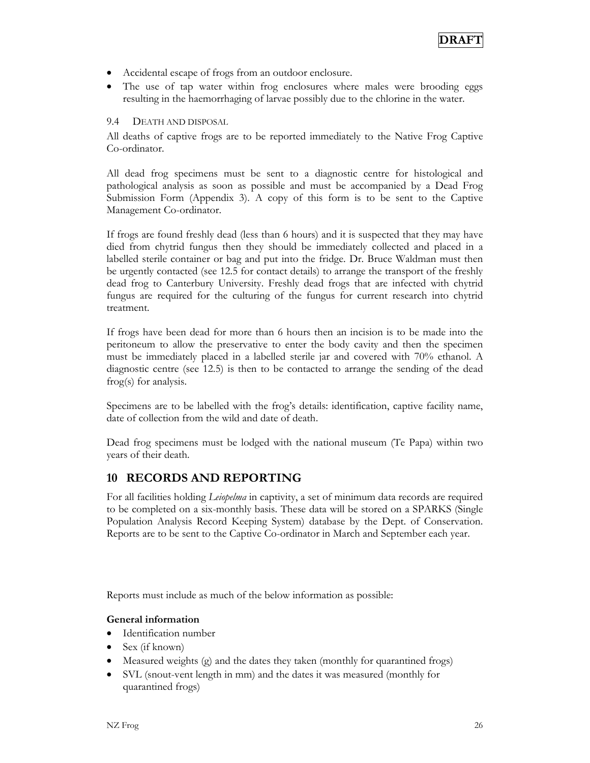- Accidental escape of frogs from an outdoor enclosure.
- The use of tap water within frog enclosures where males were brooding eggs resulting in the haemorrhaging of larvae possibly due to the chlorine in the water.

### 9.4 Death and disposal

All deaths of captive frogs are to be reported immediately to the Native Frog Captive Co-ordinator.

All dead frog specimens must be sent to a diagnostic centre for histological and pathological analysis as soon as possible and must be accompanied by a Dead Frog Submission Form (Appendix 3). A copy of this form is to be sent to the Captive Management Co-ordinator.

If frogs are found freshly dead (less than 6 hours) and it is suspected that they may have died from chytrid fungus then they should be immediately collected and placed in a labelled sterile container or bag and put into the fridge. Dr. Bruce Waldman must then be urgently contacted (see 12.5 for contact details) to arrange the transport of the freshly dead frog to Canterbury University. Freshly dead frogs that are infected with chytrid fungus are required for the culturing of the fungus for current research into chytrid treatment.

If frogs have been dead for more than 6 hours then an incision is to be made into the peritoneum to allow the preservative to enter the body cavity and then the specimen must be immediately placed in a labelled sterile jar and covered with 70% ethanol. A diagnostic centre (see 12.5) is then to be contacted to arrange the sending of the dead frog(s) for analysis.

Specimens are to be labelled with the frog's details: identification, captive facility name, date of collection from the wild and date of death.

Dead frog specimens must be lodged with the national museum (Te Papa) within two years of their death.

## 10 RECORDS AND REPORTING

For all facilities holding *Leiopelma* in captivity, a set of minimum data records are required to be completed on a six-monthly basis. These data will be stored on a SPARKS (Single Population Analysis Record Keeping System) database by the Dept. of Conservation. Reports are to be sent to the Captive Co-ordinator in March and September each year.

Reports must include as much of the below information as possible:

**General information**

- Identification number
- Sex (if known)
- Measured weights (g) and the dates they taken (monthly for quarantined frogs)
- SVL (snout-vent length in mm) and the dates it was measured (monthly for quarantined frogs)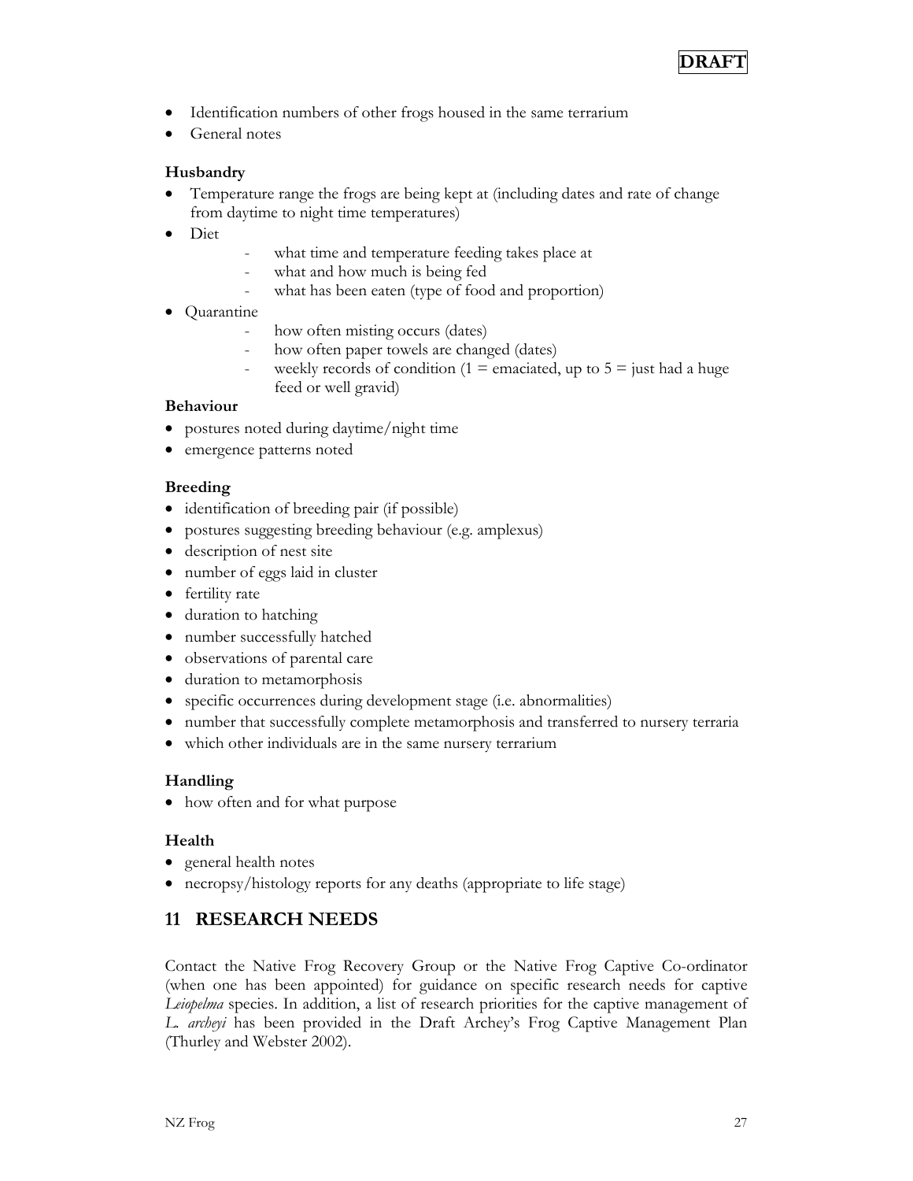- Identification numbers of other frogs housed in the same terrarium
- General notes

**Husbandry**

- Temperature range the frogs are being kept at (including dates and rate of change from daytime to night time temperatures)
- Diet
  - what time and temperature feeding takes place at
  - what and how much is being fed
  - what has been eaten (type of food and proportion)
- Quarantine
  - how often misting occurs (dates)
  - how often paper towels are changed (dates)
  - weekly records of condition (1 = emaciated, up to 5 = just had a huge feed or well gravid)

**Behaviour**

- postures noted during daytime/night time
- emergence patterns noted

**Breeding**

- identification of breeding pair (if possible)
- postures suggesting breeding behaviour (e.g. amplexus)
- description of nest site
- number of eggs laid in cluster
- fertility rate
- duration to hatching
- number successfully hatched
- observations of parental care
- duration to metamorphosis
- specific occurrences during development stage (i.e. abnormalities)
- number that successfully complete metamorphosis and transferred to nursery terraria
- which other individuals are in the same nursery terrarium

**Handling**

- how often and for what purpose

**Health**

- general health notes
- necropsy/histology reports for any deaths (appropriate to life stage)

## 11 RESEARCH NEEDS

Contact the Native Frog Recovery Group or the Native Frog Captive Co-ordinator (when one has been appointed) for guidance on specific research needs for captive *Leiopelma* species. In addition, a list of research priorities for the captive management of *L. archeyi* has been provided in the Draft Archey's Frog Captive Management Plan (Thurley and Webster 2002).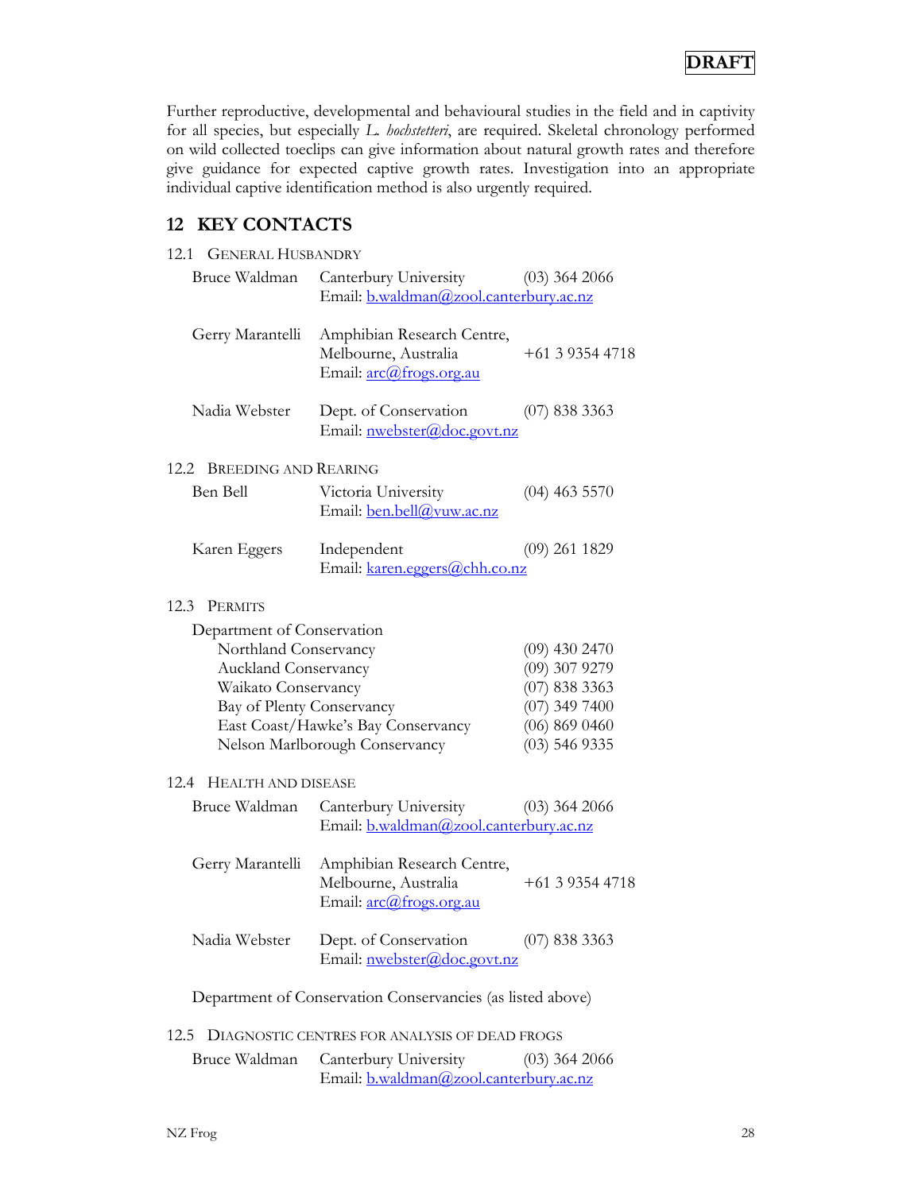Further reproductive, developmental and behavioural studies in the field and in captivity for all species, but especially *L. hochstetteri*, are required. Skeletal chronology performed on wild collected toeclips can give information about natural growth rates and therefore give guidance for expected captive growth rates. Investigation into an appropriate individual captive identification method is also urgently required.

## 12 KEY CONTACTS

### 12.1 General Husbandry

Bruce Waldman — Canterbury University — (03) 364 2066
Email: b.waldman@zool.canterbury.ac.nz

Gerry Marantelli — Amphibian Research Centre, Melbourne, Australia — +61 3 9354 4718
Email: arc@frogs.org.au

Nadia Webster — Dept. of Conservation — (07) 838 3363
Email: nwebster@doc.govt.nz

### 12.2 Breeding and Rearing

Ben Bell — Victoria University — (04) 463 5570
Email: ben.bell@vuw.ac.nz

Karen Eggers — Independent — (09) 261 1829
Email: karen.eggers@chh.co.nz

### 12.3 Permits

Department of Conservation

| | |
|---|---|
| Northland Conservancy | (09) 430 2470 |
| Auckland Conservancy | (09) 307 9279 |
| Waikato Conservancy | (07) 838 3363 |
| Bay of Plenty Conservancy | (07) 349 7400 |
| East Coast/Hawke's Bay Conservancy | (06) 869 0460 |
| Nelson Marlborough Conservancy | (03) 546 9335 |

### 12.4 Health and Disease

Bruce Waldman — Canterbury University — (03) 364 2066
Email: b.waldman@zool.canterbury.ac.nz

Gerry Marantelli — Amphibian Research Centre, Melbourne, Australia — +61 3 9354 4718
Email: arc@frogs.org.au

Nadia Webster — Dept. of Conservation — (07) 838 3363
Email: nwebster@doc.govt.nz

Department of Conservation Conservancies (as listed above)

### 12.5 Diagnostic Centres for Analysis of Dead Frogs

Bruce Waldman — Canterbury University — (03) 364 2066
Email: b.waldman@zool.canterbury.ac.nz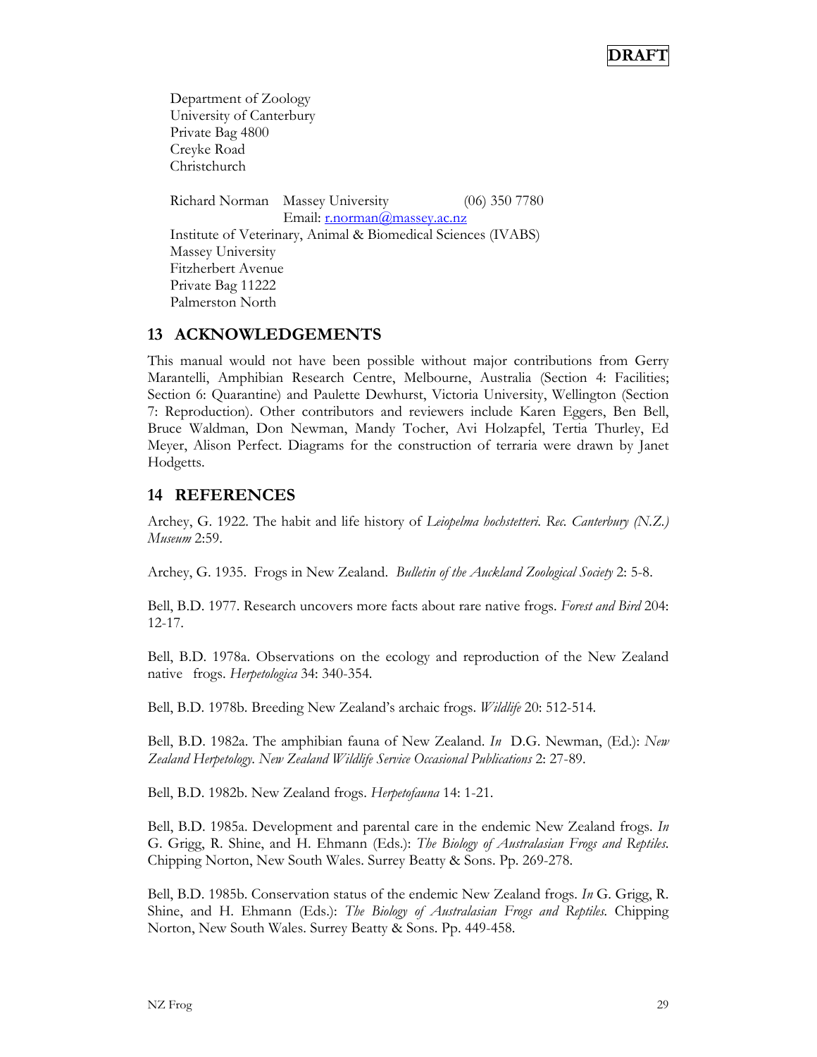Department of Zoology
University of Canterbury
Private Bag 4800
Creyke Road
Christchurch

Richard Norman Massey University (06) 350 7780
Email: r.norman@massey.ac.nz
Institute of Veterinary, Animal & Biomedical Sciences (IVABS)
Massey University
Fitzherbert Avenue
Private Bag 11222
Palmerston North

## 13 ACKNOWLEDGEMENTS

This manual would not have been possible without major contributions from Gerry Marantelli, Amphibian Research Centre, Melbourne, Australia (Section 4: Facilities; Section 6: Quarantine) and Paulette Dewhurst, Victoria University, Wellington (Section 7: Reproduction). Other contributors and reviewers include Karen Eggers, Ben Bell, Bruce Waldman, Don Newman, Mandy Tocher, Avi Holzapfel, Tertia Thurley, Ed Meyer, Alison Perfect. Diagrams for the construction of terraria were drawn by Janet Hodgetts.

## 14 REFERENCES

Archey, G. 1922. The habit and life history of *Leiopelma hochstetteri*. *Rec. Canterbury (N.Z.) Museum* 2:59.

Archey, G. 1935. Frogs in New Zealand. *Bulletin of the Auckland Zoological Society* 2: 5-8.

Bell, B.D. 1977. Research uncovers more facts about rare native frogs. *Forest and Bird* 204: 12-17.

Bell, B.D. 1978a. Observations on the ecology and reproduction of the New Zealand native frogs. *Herpetologica* 34: 340-354.

Bell, B.D. 1978b. Breeding New Zealand's archaic frogs. *Wildlife* 20: 512-514.

Bell, B.D. 1982a. The amphibian fauna of New Zealand. *In* D.G. Newman, (Ed.): *New Zealand Herpetology. New Zealand Wildlife Service Occasional Publications* 2: 27-89.

Bell, B.D. 1982b. New Zealand frogs. *Herpetofauna* 14: 1-21.

Bell, B.D. 1985a. Development and parental care in the endemic New Zealand frogs. *In* G. Grigg, R. Shine, and H. Ehmann (Eds.): *The Biology of Australasian Frogs and Reptiles*. Chipping Norton, New South Wales. Surrey Beatty & Sons. Pp. 269-278.

Bell, B.D. 1985b. Conservation status of the endemic New Zealand frogs. *In* G. Grigg, R. Shine, and H. Ehmann (Eds.): *The Biology of Australasian Frogs and Reptiles*. Chipping Norton, New South Wales. Surrey Beatty & Sons. Pp. 449-458.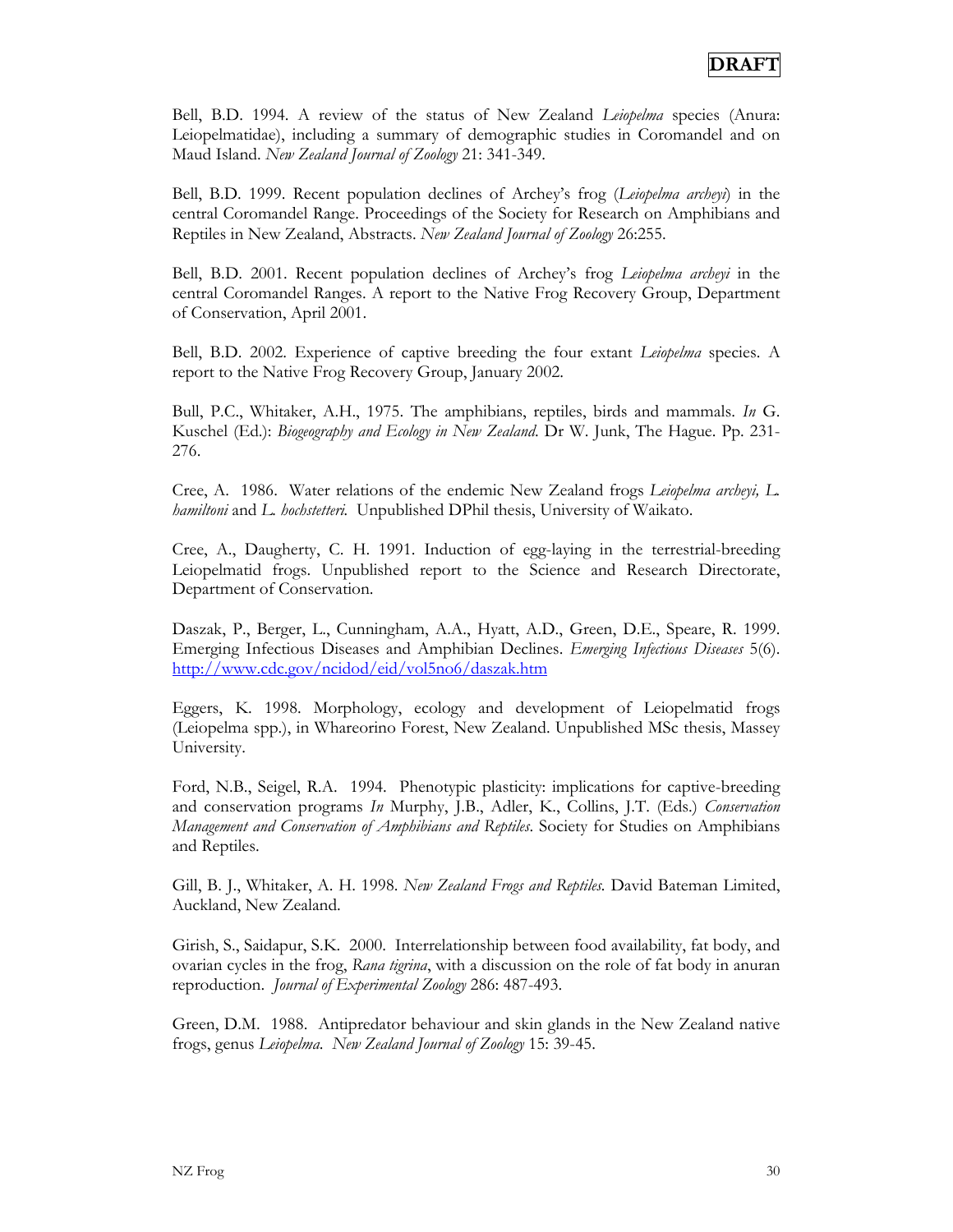Bell, B.D. 1994. A review of the status of New Zealand *Leiopelma* species (Anura: Leiopelmatidae), including a summary of demographic studies in Coromandel and on Maud Island. *New Zealand Journal of Zoology* 21: 341-349.

Bell, B.D. 1999. Recent population declines of Archey's frog (*Leiopelma archeyi*) in the central Coromandel Range. Proceedings of the Society for Research on Amphibians and Reptiles in New Zealand, Abstracts. *New Zealand Journal of Zoology* 26:255.

Bell, B.D. 2001. Recent population declines of Archey's frog *Leiopelma archeyi* in the central Coromandel Ranges. A report to the Native Frog Recovery Group, Department of Conservation, April 2001.

Bell, B.D. 2002. Experience of captive breeding the four extant *Leiopelma* species. A report to the Native Frog Recovery Group, January 2002.

Bull, P.C., Whitaker, A.H., 1975. The amphibians, reptiles, birds and mammals. *In* G. Kuschel (Ed.): *Biogeography and Ecology in New Zealand*. Dr W. Junk, The Hague. Pp. 231-276.

Cree, A. 1986. Water relations of the endemic New Zealand frogs *Leiopelma archeyi, L. hamiltoni* and *L. hochstetteri.* Unpublished DPhil thesis, University of Waikato.

Cree, A., Daugherty, C. H. 1991. Induction of egg-laying in the terrestrial-breeding Leiopelmatid frogs. Unpublished report to the Science and Research Directorate, Department of Conservation.

Daszak, P., Berger, L., Cunningham, A.A., Hyatt, A.D., Green, D.E., Speare, R. 1999. Emerging Infectious Diseases and Amphibian Declines. *Emerging Infectious Diseases* 5(6). http://www.cdc.gov/ncidod/eid/vol5no6/daszak.htm

Eggers, K. 1998. Morphology, ecology and development of Leiopelmatid frogs (Leiopelma spp.), in Whareorino Forest, New Zealand. Unpublished MSc thesis, Massey University.

Ford, N.B., Seigel, R.A. 1994. Phenotypic plasticity: implications for captive-breeding and conservation programs *In* Murphy, J.B., Adler, K., Collins, J.T. (Eds.) *Conservation Management and Conservation of Amphibians and Reptiles*. Society for Studies on Amphibians and Reptiles.

Gill, B. J., Whitaker, A. H. 1998. *New Zealand Frogs and Reptiles.* David Bateman Limited, Auckland, New Zealand.

Girish, S., Saidapur, S.K. 2000. Interrelationship between food availability, fat body, and ovarian cycles in the frog, *Rana tigrina*, with a discussion on the role of fat body in anuran reproduction. *Journal of Experimental Zoology* 286: 487-493.

Green, D.M. 1988. Antipredator behaviour and skin glands in the New Zealand native frogs, genus *Leiopelma*. *New Zealand Journal of Zoology* 15: 39-45.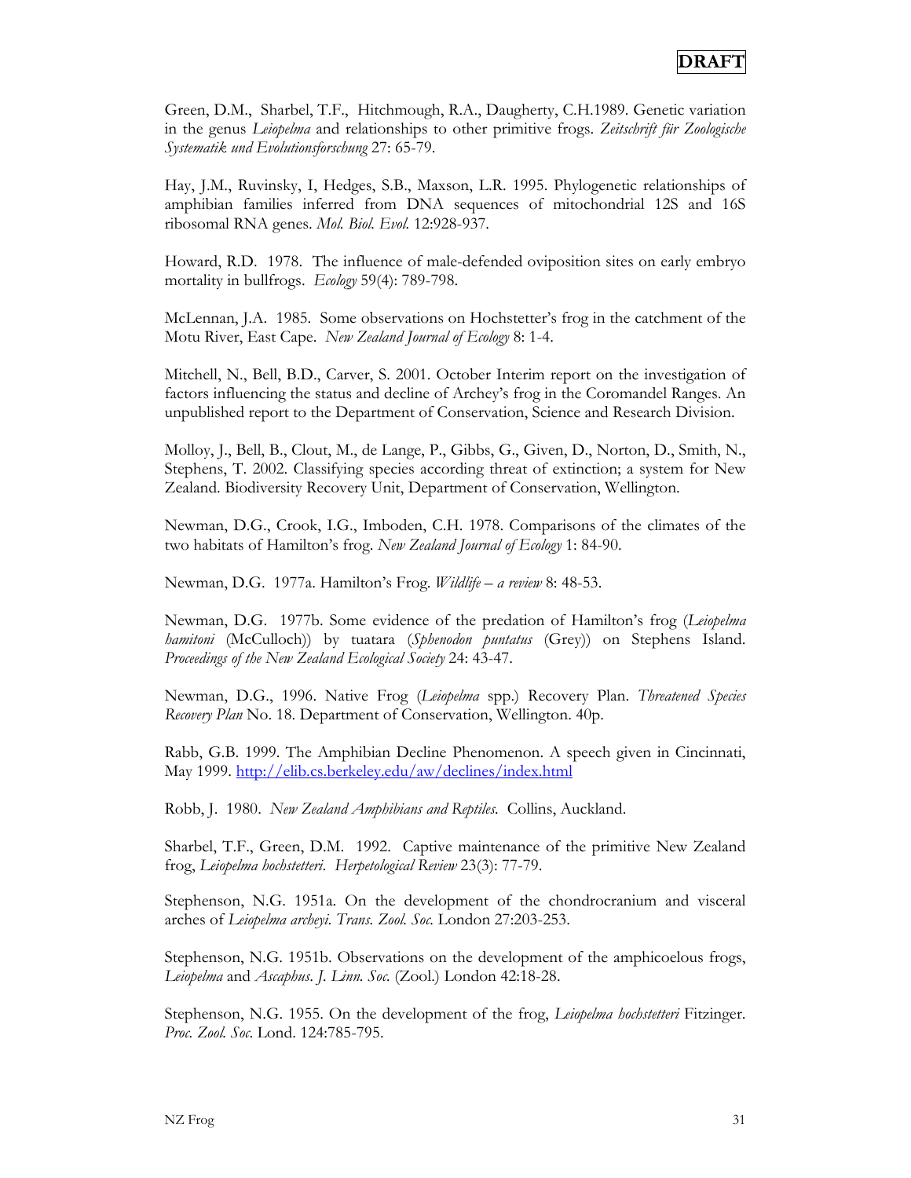Green, D.M., Sharbel, T.F., Hitchmough, R.A., Daugherty, C.H.1989. Genetic variation in the genus *Leiopelma* and relationships to other primitive frogs. *Zeitschrift für Zoologische Systematik und Evolutionsforschung* 27: 65-79.

Hay, J.M., Ruvinsky, I, Hedges, S.B., Maxson, L.R. 1995. Phylogenetic relationships of amphibian families inferred from DNA sequences of mitochondrial 12S and 16S ribosomal RNA genes. *Mol. Biol. Evol.* 12:928-937.

Howard, R.D. 1978. The influence of male-defended oviposition sites on early embryo mortality in bullfrogs. *Ecology* 59(4): 789-798.

McLennan, J.A. 1985. Some observations on Hochstetter's frog in the catchment of the Motu River, East Cape. *New Zealand Journal of Ecology* 8: 1-4.

Mitchell, N., Bell, B.D., Carver, S. 2001. October Interim report on the investigation of factors influencing the status and decline of Archey's frog in the Coromandel Ranges. An unpublished report to the Department of Conservation, Science and Research Division.

Molloy, J., Bell, B., Clout, M., de Lange, P., Gibbs, G., Given, D., Norton, D., Smith, N., Stephens, T. 2002. Classifying species according threat of extinction; a system for New Zealand. Biodiversity Recovery Unit, Department of Conservation, Wellington.

Newman, D.G., Crook, I.G., Imboden, C.H. 1978. Comparisons of the climates of the two habitats of Hamilton's frog. *New Zealand Journal of Ecology* 1: 84-90.

Newman, D.G. 1977a. Hamilton's Frog. *Wildlife – a review* 8: 48-53.

Newman, D.G. 1977b. Some evidence of the predation of Hamilton's frog (*Leiopelma hamitoni* (McCulloch)) by tuatara (*Sphenodon puntatus* (Grey)) on Stephens Island. *Proceedings of the New Zealand Ecological Society* 24: 43-47.

Newman, D.G., 1996. Native Frog (*Leiopelma* spp.) Recovery Plan. *Threatened Species Recovery Plan* No. 18. Department of Conservation, Wellington. 40p.

Rabb, G.B. 1999. The Amphibian Decline Phenomenon. A speech given in Cincinnati, May 1999. http://elib.cs.berkeley.edu/aw/declines/index.html

Robb, J. 1980. *New Zealand Amphibians and Reptiles.* Collins, Auckland.

Sharbel, T.F., Green, D.M. 1992. Captive maintenance of the primitive New Zealand frog, *Leiopelma hochstetteri*. *Herpetological Review* 23(3): 77-79.

Stephenson, N.G. 1951a. On the development of the chondrocranium and visceral arches of *Leiopelma archeyi*. *Trans. Zool. Soc.* London 27:203-253.

Stephenson, N.G. 1951b. Observations on the development of the amphicoelous frogs, *Leiopelma* and *Ascaphus*. *J. Linn. Soc.* (Zool.) London 42:18-28.

Stephenson, N.G. 1955. On the development of the frog, *Leiopelma hochstetteri* Fitzinger. *Proc. Zool. Soc.* Lond. 124:785-795.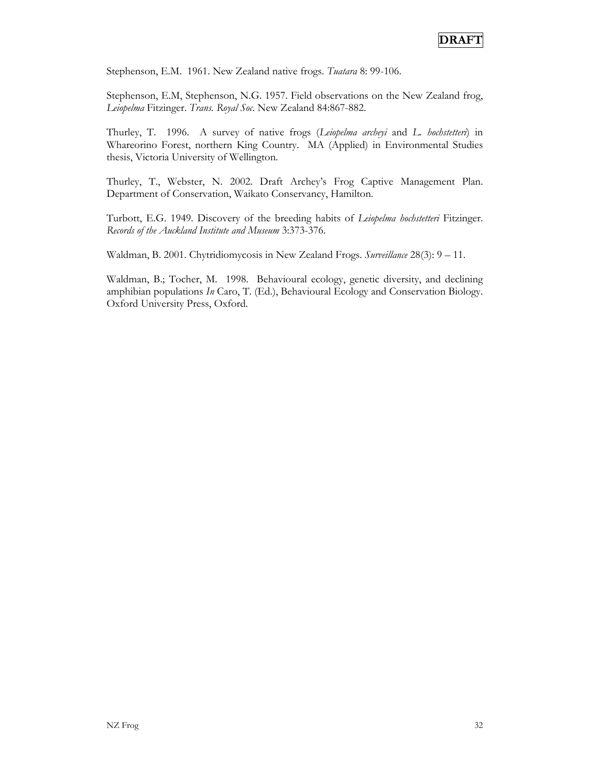Stephenson, E.M. 1961. New Zealand native frogs. *Tuatara* 8: 99-106.

Stephenson, E.M, Stephenson, N.G. 1957. Field observations on the New Zealand frog, *Leiopelma* Fitzinger. *Trans. Royal Soc.* New Zealand 84:867-882.

Thurley, T. 1996. A survey of native frogs (*Leiopelma archeyi* and *L. hochstetteri*) in Whareorino Forest, northern King Country. MA (Applied) in Environmental Studies thesis, Victoria University of Wellington.

Thurley, T., Webster, N. 2002. Draft Archey's Frog Captive Management Plan. Department of Conservation, Waikato Conservancy, Hamilton.

Turbott, E.G. 1949. Discovery of the breeding habits of *Leiopelma hochstetteri* Fitzinger. *Records of the Auckland Institute and Museum* 3:373-376.

Waldman, B. 2001. Chytridiomycosis in New Zealand Frogs. *Surveillance* 28(3): 9 – 11.

Waldman, B.; Tocher, M. 1998. Behavioural ecology, genetic diversity, and declining amphibian populations *In* Caro, T. (Ed.), Behavioural Ecology and Conservation Biology. Oxford University Press, Oxford.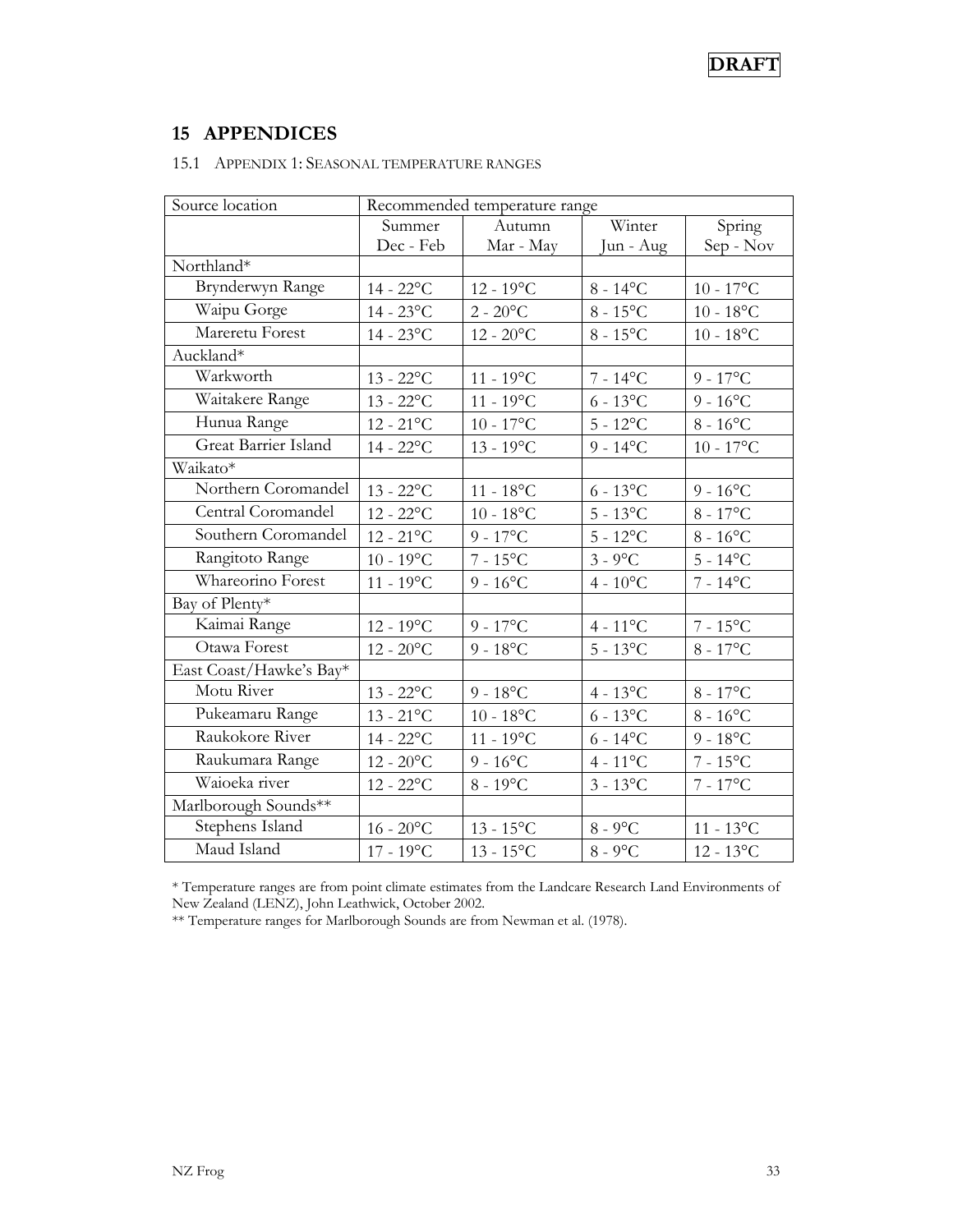# 15 APPENDICES

## 15.1 Appendix 1: Seasonal temperature ranges

| Source location | Recommended temperature range | | | |
|---|---|---|---|---|
| | Summer Dec - Feb | Autumn Mar - May | Winter Jun - Aug | Spring Sep - Nov |
| Northland* | | | | |
| Brynderwyn Range | 14 - 22°C | 12 - 19°C | 8 - 14°C | 10 - 17°C |
| Waipu Gorge | 14 - 23°C | 2 - 20°C | 8 - 15°C | 10 - 18°C |
| Mareretu Forest | 14 - 23°C | 12 - 20°C | 8 - 15°C | 10 - 18°C |
| Auckland* | | | | |
| Warkworth | 13 - 22°C | 11 - 19°C | 7 - 14°C | 9 - 17°C |
| Waitakere Range | 13 - 22°C | 11 - 19°C | 6 - 13°C | 9 - 16°C |
| Hunua Range | 12 - 21°C | 10 - 17°C | 5 - 12°C | 8 - 16°C |
| Great Barrier Island | 14 - 22°C | 13 - 19°C | 9 - 14°C | 10 - 17°C |
| Waikato* | | | | |
| Northern Coromandel | 13 - 22°C | 11 - 18°C | 6 - 13°C | 9 - 16°C |
| Central Coromandel | 12 - 22°C | 10 - 18°C | 5 - 13°C | 8 - 17°C |
| Southern Coromandel | 12 - 21°C | 9 - 17°C | 5 - 12°C | 8 - 16°C |
| Rangitoto Range | 10 - 19°C | 7 - 15°C | 3 - 9°C | 5 - 14°C |
| Whareorino Forest | 11 - 19°C | 9 - 16°C | 4 - 10°C | 7 - 14°C |
| Bay of Plenty* | | | | |
| Kaimai Range | 12 - 19°C | 9 - 17°C | 4 - 11°C | 7 - 15°C |
| Otawa Forest | 12 - 20°C | 9 - 18°C | 5 - 13°C | 8 - 17°C |
| East Coast/Hawke's Bay* | | | | |
| Motu River | 13 - 22°C | 9 - 18°C | 4 - 13°C | 8 - 17°C |
| Pukeamaru Range | 13 - 21°C | 10 - 18°C | 6 - 13°C | 8 - 16°C |
| Raukokore River | 14 - 22°C | 11 - 19°C | 6 - 14°C | 9 - 18°C |
| Raukumara Range | 12 - 20°C | 9 - 16°C | 4 - 11°C | 7 - 15°C |
| Waioeka river | 12 - 22°C | 8 - 19°C | 3 - 13°C | 7 - 17°C |
| Marlborough Sounds** | | | | |
| Stephens Island | 16 - 20°C | 13 - 15°C | 8 - 9°C | 11 - 13°C |
| Maud Island | 17 - 19°C | 13 - 15°C | 8 - 9°C | 12 - 13°C |

* Temperature ranges are from point climate estimates from the Landcare Research Land Environments of New Zealand (LENZ), John Leathwick, October 2002.

** Temperature ranges for Marlborough Sounds are from Newman et al. (1978).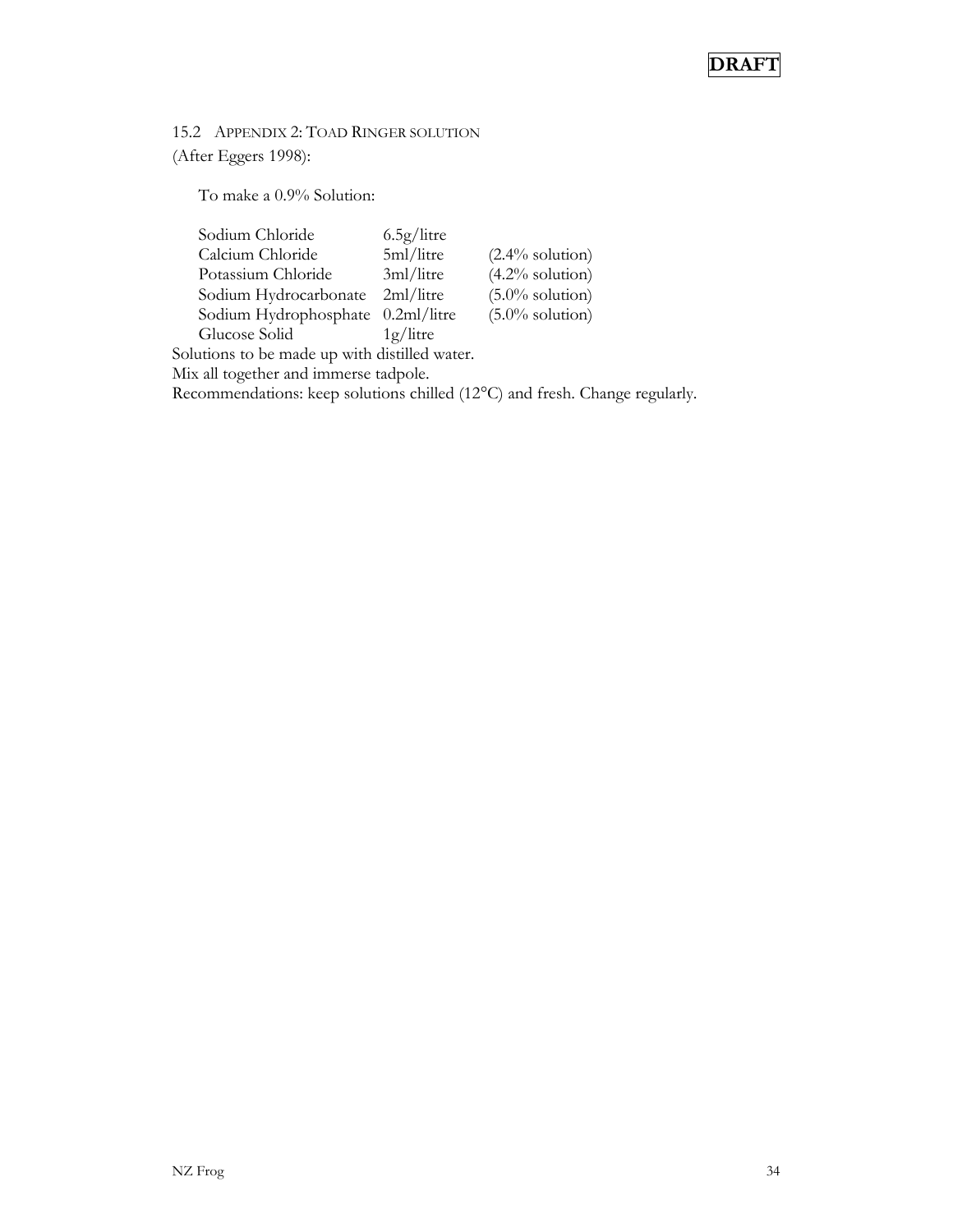DRAFT

### 15.2 Appendix 2: Toad Ringer solution

(After Eggers 1998):

To make a 0.9% Solution:

| | | |
|---|---|---|
| Sodium Chloride | 6.5g/litre | |
| Calcium Chloride | 5ml/litre | (2.4% solution) |
| Potassium Chloride | 3ml/litre | (4.2% solution) |
| Sodium Hydrocarbonate | 2ml/litre | (5.0% solution) |
| Sodium Hydrophosphate | 0.2ml/litre | (5.0% solution) |
| Glucose Solid | 1g/litre | |

Solutions to be made up with distilled water.
Mix all together and immerse tadpole.
Recommendations: keep solutions chilled (12°C) and fresh. Change regularly.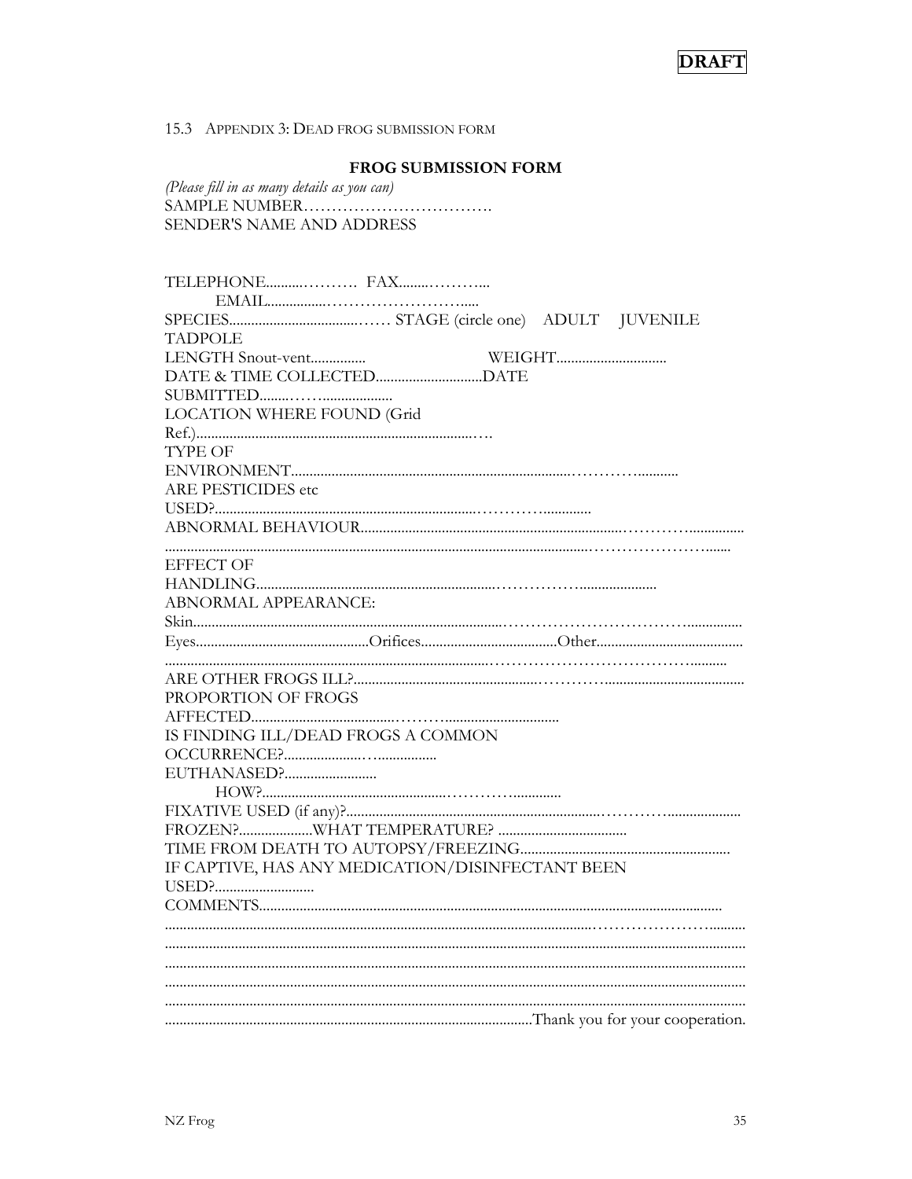DRAFT

### 15.3 Appendix 3: Dead frog submission form

**FROG SUBMISSION FORM**

*(Please fill in as many details as you can)*

SAMPLE NUMBER…………………………….

SENDER'S NAME AND ADDRESS

TELEPHONE..........………. FAX........………...

EMAIL................……………………......

SPECIES...................................…… STAGE (circle one) ADULT JUVENILE TADPOLE

LENGTH Snout-vent............... WEIGHT..............................

DATE & TIME COLLECTED.............................DATE SUBMITTED........……....................

LOCATION WHERE FOUND (Grid Ref.)...........................................................................….

TYPE OF ENVIRONMENT........................................................................……….............

ARE PESTICIDES etc USED?.....................................................................……….............

ABNORMAL BEHAVIOUR.....................................................................……….................

...........................................................................................................…………………......

EFFECT OF HANDLING..................................................................……………....................

ABNORMAL APPEARANCE:

Skin....................................................................................…………………………...............

Eyes...............................................Orifices.....................................Other........................................

.....................................................................................…………………………….........

ARE OTHER FROGS ILL?..............................................……….....................................

PROPORTION OF FROGS AFFECTED.......................................……….............................

IS FINDING ILL/DEAD FROGS A COMMON OCCURRENCE?......................…................

EUTHANASED?.........................

HOW?..............................................………..............

FIXATIVE USED (if any)?.......................................................................………...................

FROZEN?....................WHAT TEMPERATURE? ...................................

TIME FROM DEATH TO AUTOPSY/FREEZING........................................................

IF CAPTIVE, HAS ANY MEDICATION/DISINFECTANT BEEN USED?...........................

COMMENTS.........................................................................................................................

..............................................................................................................…………………........

.........................................................................................................................................

.........................................................................................................................................

.........................................................................................................................................

.........................................................................................................................................

..................................................................................................Thank you for your cooperation.